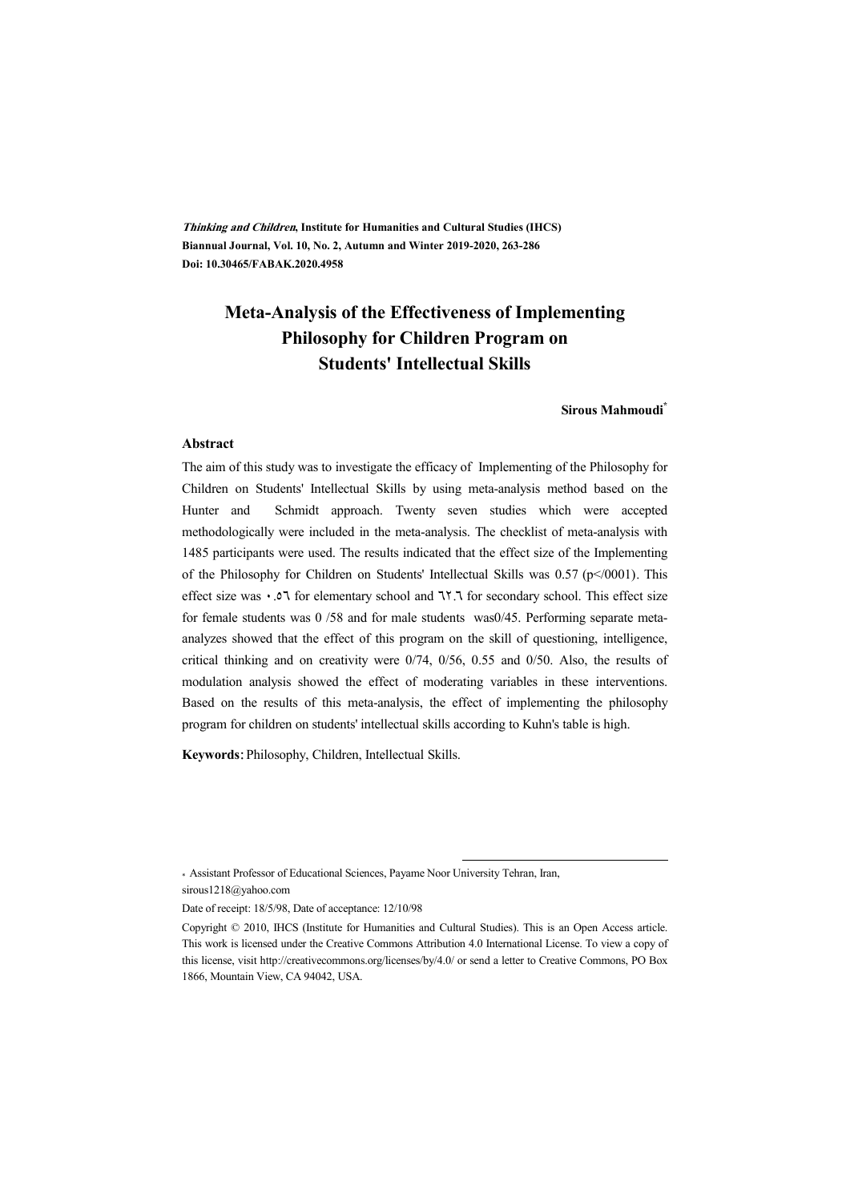***Thinking and Children*, Institute for Humanities and Cultural Studies (IHCS)**
**Biannual Journal, Vol. 10, No. 2, Autumn and Winter 2019-2020, 263-286**
**Doi: 10.30465/FABAK.2020.4958**

# Meta-Analysis of the Effectiveness of Implementing Philosophy for Children Program on Students' Intellectual Skills

**Sirous Mahmoudi***

### Abstract

The aim of this study was to investigate the efficacy of Implementing of the Philosophy for Children on Students' Intellectual Skills by using meta-analysis method based on the Hunter and Schmidt approach. Twenty seven studies which were accepted methodologically were included in the meta-analysis. The checklist of meta-analysis with 1485 participants were used. The results indicated that the effect size of the Implementing of the Philosophy for Children on Students' Intellectual Skills was 0.57 (p</0001). This effect size was ۰.۵٦ for elementary school and ٦٢.٦ for secondary school. This effect size for female students was 0 /58 and for male students was0/45. Performing separate meta-analyzes showed that the effect of this program on the skill of questioning, intelligence, critical thinking and on creativity were 0/74, 0/56, 0.55 and 0/50. Also, the results of modulation analysis showed the effect of moderating variables in these interventions. Based on the results of this meta-analysis, the effect of implementing the philosophy program for children on students' intellectual skills according to Kuhn's table is high.

**Keywords**: Philosophy, Children, Intellectual Skills.

---

\* Assistant Professor of Educational Sciences, Payame Noor University Tehran, Iran, sirous1218@yahoo.com

Date of receipt: 18/5/98, Date of acceptance: 12/10/98

Copyright © 2010, IHCS (Institute for Humanities and Cultural Studies). This is an Open Access article. This work is licensed under the Creative Commons Attribution 4.0 International License. To view a copy of this license, visit http://creativecommons.org/licenses/by/4.0/ or send a letter to Creative Commons, PO Box 1866, Mountain View, CA 94042, USA.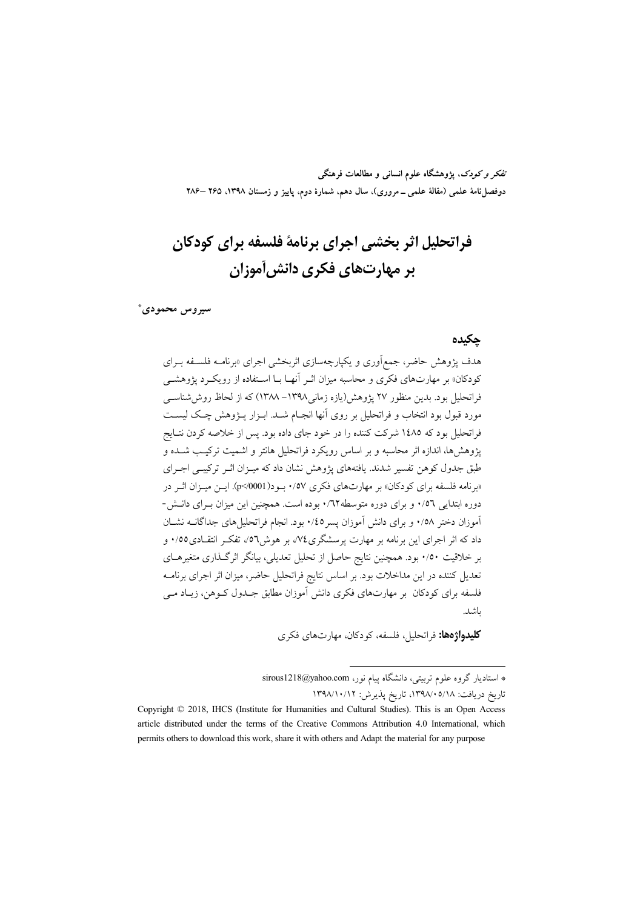# فراتحلیل اثر بخشی اجرای برنامهٔ فلسفه برای کودکان بر مهارت‌های فکری دانش‌آموزان

**سیروس محمودی**[*]

## چکیده

هدف پژوهش حاضر، جمع‌آوری و یکپارچه‌سازی اثربخشی اجرای «برنامه فلسفه برای کودکان» بر مهارت‌های فکری و محاسبه میزان اثر آنها با استفاده از رویکرد پژوهشی فراتحلیل بود. بدین منظور ۲۷ پژوهش(بازه زمانی۱۳۹۸– ۱۳۸۸) که از لحاظ روش‌شناسی مورد قبول بود انتخاب و فراتحلیل بر روی آنها انجام شد. ابزار پژوهش چک لیست فراتحلیل بود که ۱۴۸۵ شرکت کننده را در خود جای داده بود. پس از خلاصه کردن نتایج پژوهش‌ها، اندازه اثر محاسبه و بر اساس رویکرد فراتحلیل هانتر و اشمیت ترکیب شده و طبق جدول کوهن تفسیر شدند. یافته‌های پژوهش نشان داد که میزان اثر ترکیبی اجرای «برنامه فلسفه برای کودکان» بر مهارت‌های فکری ۰/۵۷ بود($p<0001$). این میزان اثر در دوره ابتدایی ۰/۵۶ و برای دوره متوسطه۰/۶۲ بوده است. همچنین این میزان برای دانش-آموزان دختر ۰/۵۸ و برای دانش آموزان پسر۰/۴۵ بود. انجام فراتحلیل‌های جداگانه نشان داد که اثر اجرای این برنامه بر مهارت پرسشگری۷۴٪، بر هوش۵۶٪، تفکر انتقادی۰/۵۵ و بر خلاقیت ۰/۵۰ بود. همچنین نتایج حاصل از تحلیل تعدیلی، بیانگر اثرگذاری متغیرهای تعدیل کننده در این مداخلات بود. بر اساس نتایج فراتحلیل حاضر، میزان اثر اجرای برنامه فلسفه برای کودکان بر مهارت‌های فکری دانش آموزان مطابق جدول کوهن، زیاد می باشد.

**کلیدواژه‌ها:** فراتحلیل، فلسفه، کودکان، مهارت‌های فکری

---

[*] استادیار گروه علوم تربیتی، دانشگاه پیام نور، sirous1218@yahoo.com

تاریخ دریافت: ۱۳۹۸/۰۵/۱۸، تاریخ پذیرش: ۱۳۹۸/۱۰/۱۲

Copyright © 2018, IHCS (Institute for Humanities and Cultural Studies). This is an Open Access article distributed under the terms of the Creative Commons Attribution 4.0 International, which permits others to download this work, share it with others and Adapt the material for any purpose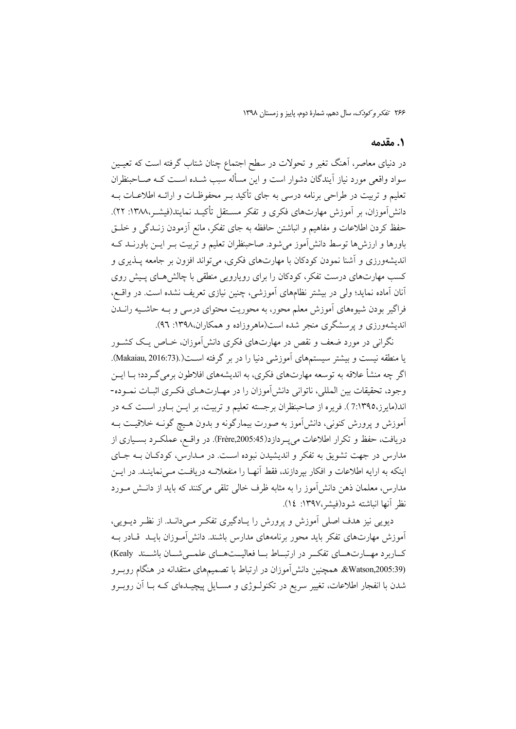## ۱. مقدمه

در دنیای معاصر، آهنگ تغیر و تحولات در سطح اجتماع چنان شتاب گرفته است که تعیین سواد واقعی مورد نیاز آیندگان دشوار است و این مسأله سبب شده است که صاحبنظران تعلیم و تربیت در طراحی برنامه درسی به جای تأکید بر محفوظات و ارائه اطلاعات به دانش‌آموزان، بر آموزش مهارت‌های فکری و تفکر مستقل تأکید نمایند(فیشر،۱۳۸۸: ۲۲). حفظ کردن اطلاعات و مفاهیم و انباشتن حافظه به جای تفکر، مانع آزمودن زندگی و خلق باورها و ارزش‌ها توسط دانش‌آموز می‌شود. صاحبنظران تعلیم و تربیت بر این باورند که اندیشه‌ورزی و آشنا نمودن کودکان با مهارت‌های فکری، می‌تواند افزون بر جامعه پذیری و کسب مهارت‌های درست تفکر، کودکان را برای رویارویی منطقی با چالش‌های پیش روی آنان آماده نماید؛ ولی در بیشتر نظام‌های آموزشی، چنین نیازی تعریف نشده است. در واقع، فراگیر بودن شیوه‌های آموزش معلم محور، به محوریت محتوای درسی و به حاشیه راندن اندیشه‌ورزی و پرسشگری منجر شده است(ماهروزاده و همکاران،۱۳۹۸: ۹۶).

نگرانی در مورد ضعف و نقص در مهارت‌های فکری دانش‌آموزان، خاص یک کشور یا منطقه نیست و بیشتر سیستم‌های آموزشی دنیا را در بر گرفته است(.(Makaiau, 2016:73). اگر چه منشأ علاقه به توسعه مهارت‌های فکری، به اندیشه‌های افلاطون برمی‌گردد؛ با این وجود، تحقیقات بین المللی، ناتوانی دانش‌آموزان را در مهارت‌های فکری اثبات نموده-اند(مایرز،۱۳۹۵:7 ). فریره از صاحبنظران برجسته تعلیم و تربیت، بر این باور است که در آموزش و پرورش کنونی، دانش‌آموز به صورت بیمارگونه و بدون هیچ گونه خلاقیت به دریافت، حفظ و تکرار اطلاعات می‌پردازد(Frère,2005:45). در واقع، عملکرد بسیاری از مدارس در جهت تشویق به تفکر و اندیشیدن نبوده است. در مدارس، کودکان به جای اینکه به ارایه اطلاعات و افکار بپردازند، فقط آنها را منفعلانه دریافت می‌نمایند. در این مدارس، معلمان ذهن دانش‌آموز را به مثابه ظرف خالی تلقی می‌کنند که باید از دانش مورد نظر آنها انباشته شود(فیشر،۱۳۹۷: ۱٤).

دیویی نیز هدف اصلی آموزش و پرورش را یادگیری تفکر می‌داند. از نظر دیویی، آموزش مهارت‌های تفکر باید محور برنامه‌های مدارس باشند. دانش‌آموزان باید قادر به کاربرد مهارت‌های تفکر در ارتباط با فعالیت‌های علمی‌شان باشند Kealy) (&Watson,2005:39. همچنین دانش‌آموزان در ارتباط با تصمیم‌های منتقدانه در هنگام روبرو شدن با انفجار اطلاعات، تغییر سریع در تکنولوژی و مسایل پیچیده‌ای که با آن روبرو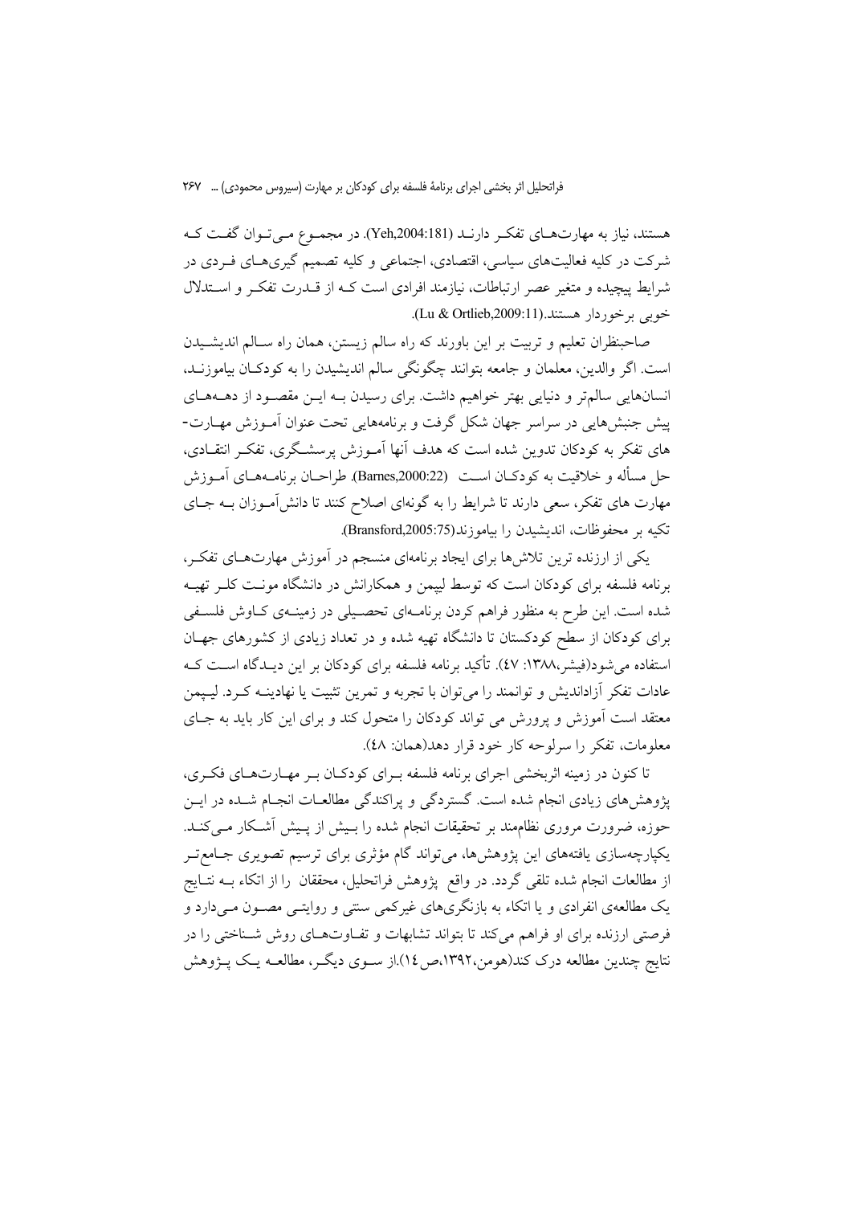هستند، نیاز به مهارت‌هـای تفکـر دارنـد (Yeh,2004:181). در مجمـوع مـی‌تـوان گفـت کـه شرکت در کلیه فعالیت‌های سیاسی، اقتصادی، اجتماعی و کلیه تصمیم گیری‌هـای فـردی در شرایط پیچیده و متغیر عصر ارتباطات، نیازمند افرادی است کـه از قـدرت تفکـر و اسـتدلال خوبی برخوردار هستند.(Lu & Ortlieb,2009:11).

صاحبنظران تعلیم و تربیت بر این باورند که راه سالم زیستن، همان راه سـالم اندیشـیدن است. اگر والدین، معلمان و جامعه بتوانند چگونگی سالم اندیشیدن را به کودکـان بیاموزنـد، انسانهایی سالم‌تر و دنیایی بهتر خواهیم داشت. برای رسیدن بـه ایـن مقصـود از دهـه‌هـای پیش جنبش‌هایی در سراسر جهان شکل گرفت و برنامههایی تحت عنوان آمـوزش مهـارت-های تفکر به کودکان تدوین شده است که هدف آنها آمـوزش پرسشـگری، تفکـر انتقـادی، حل مسأله و خلاقیت به کودکـان اسـت (Barnes,2000:22). طراحـان برنامـه‌هـای آمـوزش مهارت های تفکر، سعی دارند تا شرایط را به گونه‌ای اصلاح کنند تا دانش‌آمـوزان بـه جـای تکیه بر محفوظات، اندیشیدن را بیاموزند(Bransford,2005:75).

یکی از ارزنده ترین تلاش‌ها برای ایجاد برنامه‌ای منسجم در آموزش مهارت‌هـای تفکـر، برنامه فلسفه برای کودکان است که توسط لیپمن و همکارانش در دانشگاه مونـت کلـر تهیـه شده است. این طرح به منظور فراهم کردن برنامـه‌ای تحصـیلی در زمینـه‌ی کـاوش فلسـفی برای کودکان از سطح کودکستان تا دانشگاه تهیه شده و در تعداد زیادی از کشورهای جهـان استفاده می‌شود(فیشر،۱۳۸۸: ٤٧). تأکید برنامه فلسفه برای کودکان بر این دیـدگاه اسـت کـه عادات تفکر آزاداندیش و توانمند را می‌توان با تجربه و تمرین تثبیت یا نهادینـه کـرد. لیـپمن معتقد است آموزش و پرورش می تواند کودکان را متحول کند و برای این کار باید به جـای معلومات، تفکر را سرلوحه کار خود قرار دهد(همان: ٤٨).

تا کنون در زمینه اثربخشی اجرای برنامه فلسفه بـرای کودکـان بـر مهـارت‌هـای فکـری، پژوهش‌های زیادی انجام شده است. گستردگی و پراکندگی مطالعـات انجـام شـده در ایـن حوزه، ضرورت مروری نظام‌مند بر تحقیقات انجام شده را بـیش از پـیش آشـکار مـی‌کنـد. یکپارچه‌سازی یافته‌های این پژوهش‌ها، می‌تواند گام مؤثری برای ترسیم تصویری جـامع‌تـر از مطالعات انجام شده تلقی گردد. در واقع پژوهش فراتحلیل، محققان را از اتکاء بـه نتـایج یک مطالعه‌ی انفرادی و یا اتکاء به بازنگری‌های غیرکمی سنتی و روایتـی مصـون مـی‌دارد و فرصتی ارزنده برای او فراهم می‌کند تا بتواند تشابهات و تفـاوت‌هـای روش شـناختی را در نتایج چندین مطالعه درک کند(هومن،۱۳۹۲،ص١٤).از سـوی دیگـر، مطالعـه یـک پـژوهش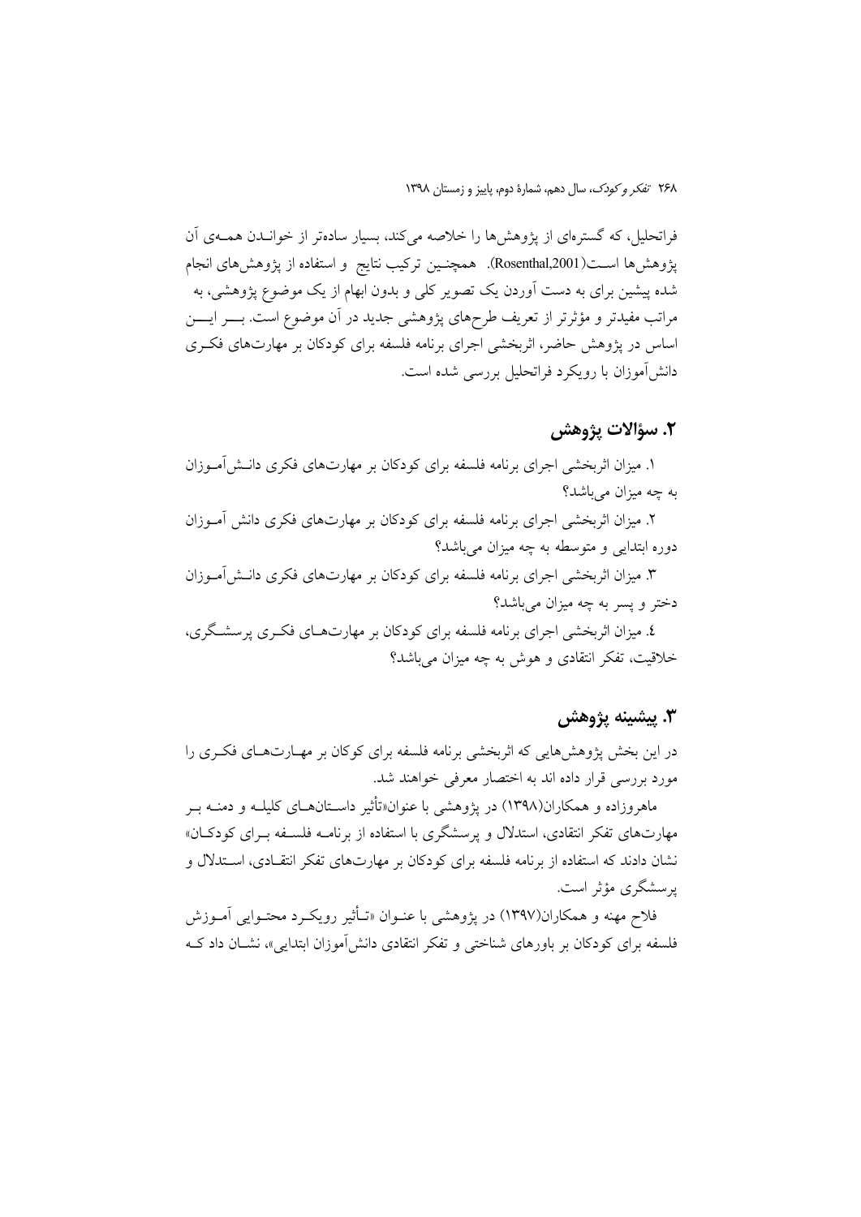فراتحلیل، که گستره‌ای از پژوهش‌ها را خلاصه می‌کند، بسیار ساده‌تر از خواندن همه‌ی آن پژوهش‌ها است(Rosenthal,2001). همچنین ترکیب نتایج و استفاده از پژوهش‌های انجام شده پیشین برای به دست آوردن یک تصویر کلی و بدون ابهام از یک موضوع پژوهشی، به مراتب مفیدتر و مؤثرتر از تعریف طرح‌های پژوهشی جدید در آن موضوع است. بر این اساس در پژوهش حاضر، اثربخشی اجرای برنامه فلسفه برای کودکان بر مهارت‌های فکری دانش‌آموزان با رویکرد فراتحلیل بررسی شده است.

## ۲. سؤالات پژوهش

۱. میزان اثربخشی اجرای برنامه فلسفه برای کودکان بر مهارت‌های فکری دانش‌آموزان به چه میزان می‌باشد؟

۲. میزان اثربخشی اجرای برنامه فلسفه برای کودکان بر مهارت‌های فکری دانش آموزان دوره ابتدایی و متوسطه به چه میزان می‌باشد؟

۳. میزان اثربخشی اجرای برنامه فلسفه برای کودکان بر مهارت‌های فکری دانش‌آموزان دختر و پسر به چه میزان می‌باشد؟

٤. میزان اثربخشی اجرای برنامه فلسفه برای کودکان بر مهارت‌های فکری پرسشگری، خلاقیت، تفکر انتقادی و هوش به چه میزان می‌باشد؟

## ۳. پیشینه پژوهش

در این بخش پژوهش‌هایی که اثربخشی برنامه فلسفه برای کوکان بر مهارت‌های فکری را مورد بررسی قرار داده اند به اختصار معرفی خواهند شد.

ماهروزاده و همکاران(۱۳۹۸) در پژوهشی با عنوان«تأثیر داستان‌های کلیله و دمنه بر مهارت‌های تفکر انتقادی، استدلال و پرسشگری با استفاده از برنامه فلسفه برای کودکان» نشان دادند که استفاده از برنامه فلسفه برای کودکان بر مهارت‌های تفکر انتقادی، استدلال و پرسشگری مؤثر است.

فلاح مهنه و همکاران(۱۳۹۷) در پژوهشی با عنوان «تأثیر رویکرد محتوایی آموزش فلسفه برای کودکان بر باورهای شناختی و تفکر انتقادی دانش‌آموزان ابتدایی»، نشان داد که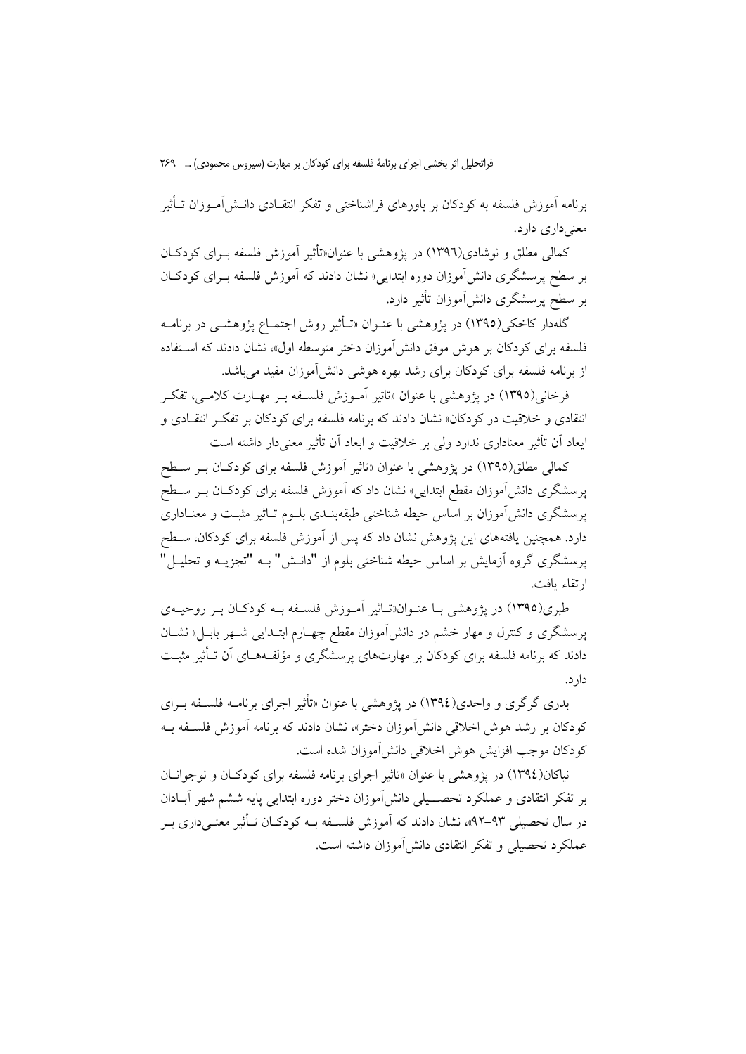برنامه آموزش فلسفه به کودکان بر باورهای فراشناختی و تفکر انتقـادی دانـش‌آمـوزان تـأثیر معنی‌داری دارد.

کمالی مطلق و نوشادی(١٣٩٦) در پژوهشی با عنوان«تأثیر آموزش فلسفه بـرای کودکـان بر سطح پرسشگری دانش‌آموزان دوره ابتدایی» نشان دادند که آموزش فلسفه بـرای کودکـان بر سطح پرسشگری دانش‌آموزان تأثیر دارد.

گله‌دار کاخکی(١٣٩٥) در پژوهشی با عنـوان «تـأثیر روش اجتمـاع پژوهشـی در برنامـه فلسفه برای کودکان بر هوش موفق دانش‌آموزان دختر متوسطه اول»، نشان دادند که اسـتفاده از برنامه فلسفه برای کودکان برای رشد بهره هوشی دانش‌آموزان مفید می‌باشد.

فرخانی(١٣٩٥) در پژوهشی با عنوان «تاثیر آمـوزش فلسـفه بـر مهـارت کلامـی، تفکـر انتقادی و خلاقیت در کودکان» نشان دادند که برنامه فلسفه برای کودکان بر تفکـر انتقـادی و ابعاد آن تأثیر معناداری ندارد ولی بر خلاقیت و ابعاد آن تأثیر معنی‌دار داشته است

کمالی مطلق(١٣٩٥) در پژوهشی با عنوان «تاثیر آموزش فلسفه برای کودکـان بـر سـطح پرسشگری دانش‌آموزان مقطع ابتدایی» نشان داد که آموزش فلسفه برای کودکـان بـر سـطح پرسشگری دانش‌آموزان بر اساس حیطه شناختی طبقه‌بنـدی بلـوم تـاثیر مثبـت و معنـاداری دارد. همچنین یافته‌های این پژوهش نشان داد که پس از آموزش فلسفه برای کودکان، سـطح پرسشگری گروه آزمایش بر اساس حیطه شناختی بلوم از "دانـش" بـه "تجزیـه و تحلیـل" ارتقاء یافت.

طبری(١٣٩٥) در پژوهشی بـا عنـوان«تـاثیر آمـوزش فلسـفه بـه کودکـان بـر روحیـه‌ی پرسشگری و کنترل و مهار خشم در دانش‌آموزان مقطع چهـارم ابتـدایی شـهر بابـل» نشـان دادند که برنامه فلسفه برای کودکان بر مهارت‌های پرسشگری و مؤلفـه‌هـای آن تـأثیر مثبـت دارد.

بدری گرگری و واحدی(١٣٩٤) در پژوهشی با عنوان «تأثیر اجرای برنامـه فلسـفه بـرای کودکان بر رشد هوش اخلاقی دانش‌آموزان دختر»، نشان دادند که برنامه آموزش فلسـفه بـه کودکان موجب افزایش هوش اخلاقی دانش‌آموزان شده است.

نیاکان(١٣٩٤) در پژوهشی با عنوان «تاثیر اجرای برنامه فلسفه برای کودکـان و نوجوانـان بر تفکر انتقادی و عملکرد تحصـیلی دانش‌آموزان دختر دوره ابتدایی پایه ششم شهر آبـادان در سال تحصیلی ٩٣-٩٢»، نشان دادند که آموزش فلسـفه بـه کودکـان تـأثیر معنـی‌داری بـر عملکرد تحصیلی و تفکر انتقادی دانش‌آموزان داشته است.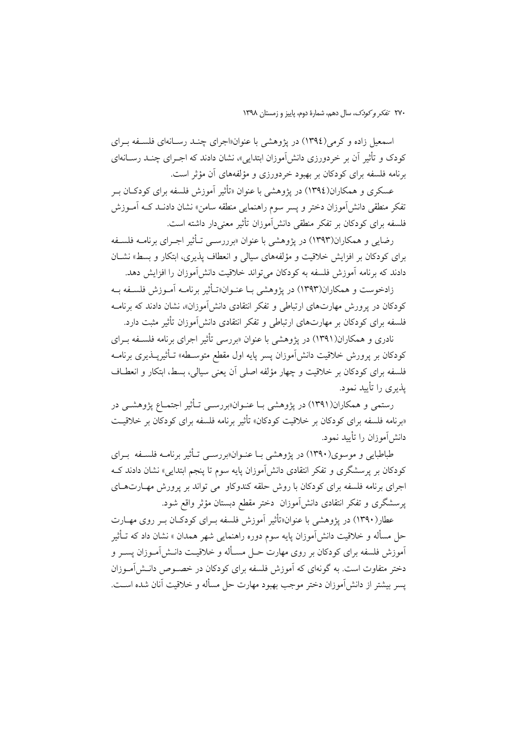اسمعیل زاده و کرمی(۱۳۹٤) در پژوهشی با عنوان«اجرای چنـد رسـانه‌ای فلسـفه بـرای کودک و تأثیر آن بر خردورزی دانش‌آموزان ابتدایی»، نشان دادند که اجـرای چنـد رسـانه‌ای برنامه فلسفه برای کودکان بر بهبود خردورزی و مؤلفه‌های آن مؤثر است.

عسکری و همکاران(۱۳۹٤) در پژوهشی با عنوان «تأثیر آموزش فلسفه برای کودکـان بـر تفکر منطقی دانش‌آموزان دختر و پسر سوم راهنمایی منطقه سامن» نشان دادنـد کـه آمـوزش فلسفه برای کودکان بر تفکر منطقی دانش‌آموزان تأثیر معنی‌دار داشته است.

رضایی و همکاران(۱۳۹۳) در پژوهشی با عنوان «برررسـی تـأثیر اجـرای برنامـه فلسـفه برای کودکان بر افزایش خلاقیت و مؤلفه‌های سیالی و انعطاف پذیری، ابتکار و بسط» نشـان دادند که برنامه آموزش فلسفه به کودکان می‌تواند خلاقیت دانش‌آموزان را افزایش دهد.

زادخوست و همکاران(۱۳۹۳) در پژوهشی بـا عنـوان«تـأثیر برنامـه آمـوزش فلسـفه بـه کودکان در پرورش مهارت‌های ارتباطی و تفکر انتقادی دانش‌آموزان»، نشان دادند که برنامـه فلسفه برای کودکان بر مهارت‌های ارتباطی و تفکر انتقادی دانش‌آموزان تأثیر مثبت دارد.

نادری و همکاران(۱۳۹۱) در پژوهشی با عنوان «بررسی تأثیر اجرای برنامه فلسـفه بـرای کودکان بر پرورش خلاقیت دانش‌آموزان پسر پایه اول مقطع متوسـطه» تـأثیرپـذیری برنامـه فلسفه برای کودکان بر خلاقیت و چهار مؤلفه اصلی آن یعنی سیالی، بسط، ابتکار و انعطـاف پذیری را تأیید نمود.

رستمی و همکاران(۱۳۹۱) در پژوهشی بـا عنـوان«بررسـی تـأثیر اجتمـاع پژوهشـی در «برنامه فلسفه برای کودکان بر خلاقیت کودکان» تأثیر برنامه فلسفه برای کودکان بر خلاقیـت دانش‌آموزان را تأیید نمود.

طباطبایی و موسوی(۱۳۹۰) در پژوهشی بـا عنـوان«بررسـی تـأثیر برنامـه فلسـفه بـرای کودکان بر پرسشگری و تفکر انتقادی دانش‌آموزان پایه سوم تا پنجم ابتدایی» نشان دادند کـه اجرای برنامه فلسفه برای کودکان با روش حلقه کندوکاو می تواند بر پرورش مهـارت‌هـای پرسشگری و تفکر انتقادی دانش‌آموزان دختر مقطع دبستان مؤثر واقع شود.

عطار(۱۳۹۰) در پژوهشی با عنوان«تأثیر آموزش فلسفه بـرای کودکـان بـر روی مهـارت حل مسأله و خلاقیت دانش‌آموزان پایه سوم دوره راهنمایی شهر همدان » نشان داد که تـأثیر آموزش فلسفه برای کودکان بر روی مهارت حـل مسـأله و خلاقیـت دانـش‌آمـوزان پسـر و دختر متفاوت است. به گونه‌ای که آموزش فلسفه برای کودکان در خصـوص دانـش‌آمـوزان پسر بیشتر از دانش‌آموزان دختر موجب بهبود مهارت حل مسأله و خلاقیت آنان شده اسـت.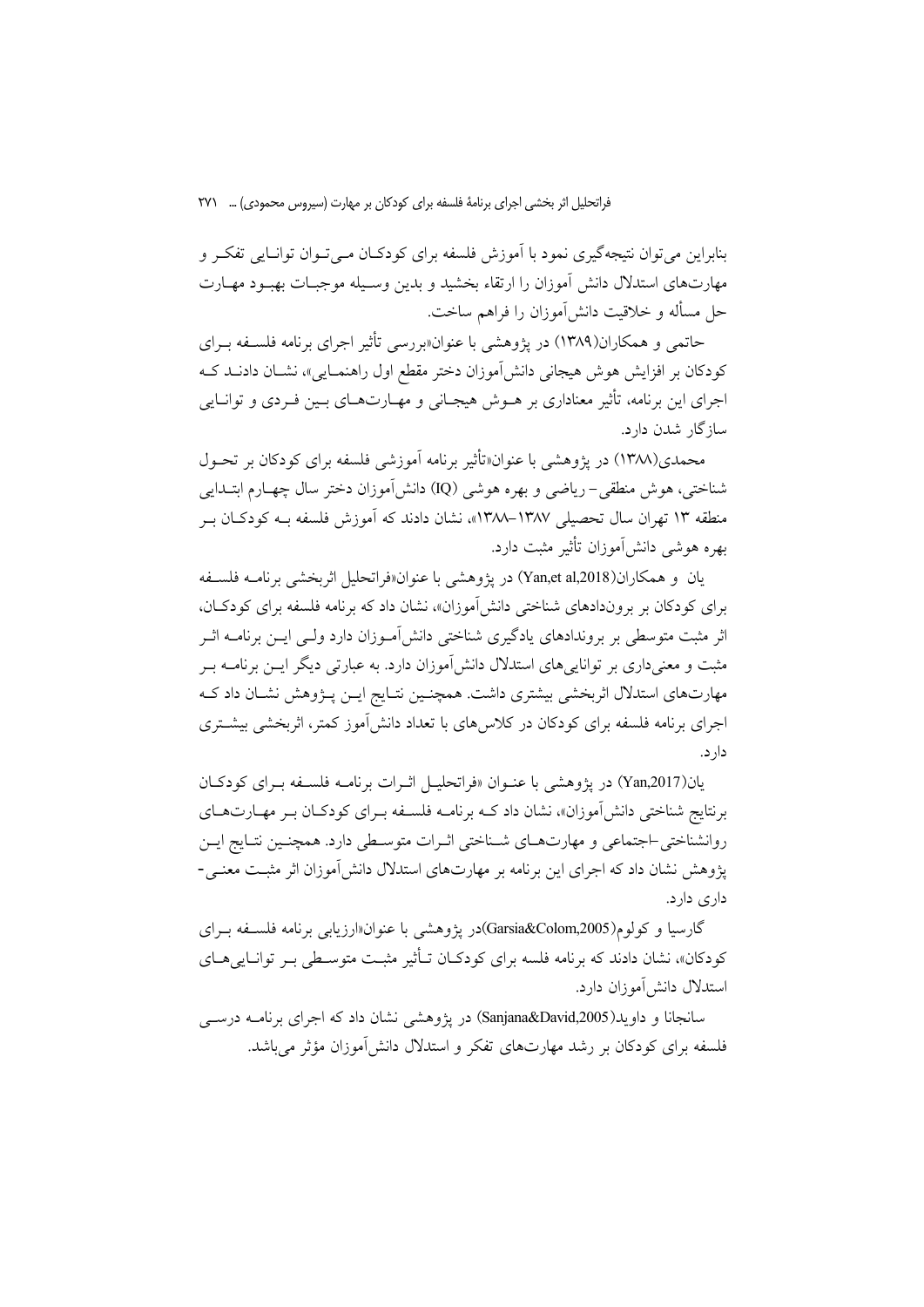بنابراین می‌توان نتیجه‌گیری نمود با آموزش فلسفه برای کودکان مـی‌تـوان توانـایی تفکـر و مهارت‌های استدلال دانش آموزان را ارتقاء بخشید و بدین وسـیله موجبـات بهبـود مهـارت حل مسأله و خلاقیت دانش‌آموزان را فراهم ساخت.

حاتمی و همکاران(۱۳۸۹) در پژوهشی با عنوان«بررسی تأثیر اجرای برنامه فلسـفه بـرای کودکان بر افزایش هوش هیجانی دانش‌آموزان دختر مقطع اول راهنمـایی»، نشـان دادنـد کـه اجرای این برنامه، تأثیر معناداری بر هـوش هیجـانی و مهـارت‌هـای بـین فـردی و توانـایی سازگار شدن دارد.

محمدی(۱۳۸۸) در پژوهشی با عنوان«تأثیر برنامه آموزشی فلسفه برای کودکان بر تحـول شناختی، هوش منطقی– ریاضی و بهره هوشی (IQ) دانش‌آموزان دختر سال چهـارم ابتـدایی منطقه ۱۳ تهران سال تحصیلی ۱۳۸۷–۱۳۸۸»، نشان دادند که آموزش فلسفه بـه کودکـان بـر بهره هوشی دانش‌آموزان تأثیر مثبت دارد.

یان و همکاران(Yan,et al,2018) در پژوهشی با عنوان«فراتحلیل اثربخشی برنامـه فلسـفه برای کودکان بر برون‌دادهای شناختی دانش‌آموزان»، نشان داد که برنامه فلسفه برای کودکـان، اثر مثبت متوسطی بر بروندادهای یادگیری شناختی دانش‌آمـوزان دارد ولـی ایـن برنامـه اثـر مثبت و معنی‌داری بر توانایی‌های استدلال دانش‌آموزان دارد. به عبارتی دیگر ایـن برنامـه بـر مهارت‌های استدلال اثربخشی بیشتری داشت. همچنـین نتـایج ایـن پـژوهش نشـان داد کـه اجرای برنامه فلسفه برای کودکان در کلاس‌های با تعداد دانش‌آموز کمتر، اثربخشی بیشـتری دارد.

یان(Yan,2017) در پژوهشی با عنـوان «فراتحلیـل اثـرات برنامـه فلسـفه بـرای کودکـان برنتایج شناختی دانش‌آموزان»، نشان داد کـه برنامـه فلسـفه بـرای کودکـان بـر مهـارت‌هـای روانشناختی–اجتماعی و مهارت‌هـای شـناختی اثـرات متوسـطی دارد. همچنـین نتـایج ایـن پژوهش نشان داد که اجرای این برنامه بر مهارت‌های استدلال دانش‌آموزان اثر مثبـت معنـی-داری دارد.

گارسیا و کولوم(Garsia&Colom,2005)در پژوهشی با عنوان«ارزیابی برنامه فلسـفه بـرای کودکان»، نشان دادند که برنامه فلسه برای کودکـان تـأثیر مثبـت متوسـطی بـر توانـایی‌هـای استدلال دانش‌آموزان دارد.

سانجانا و داوید(Sanjana&David,2005) در پژوهشی نشان داد که اجرای برنامـه درسـی فلسفه برای کودکان بر رشد مهارت‌های تفکر و استدلال دانش‌آموزان مؤثر می‌باشد.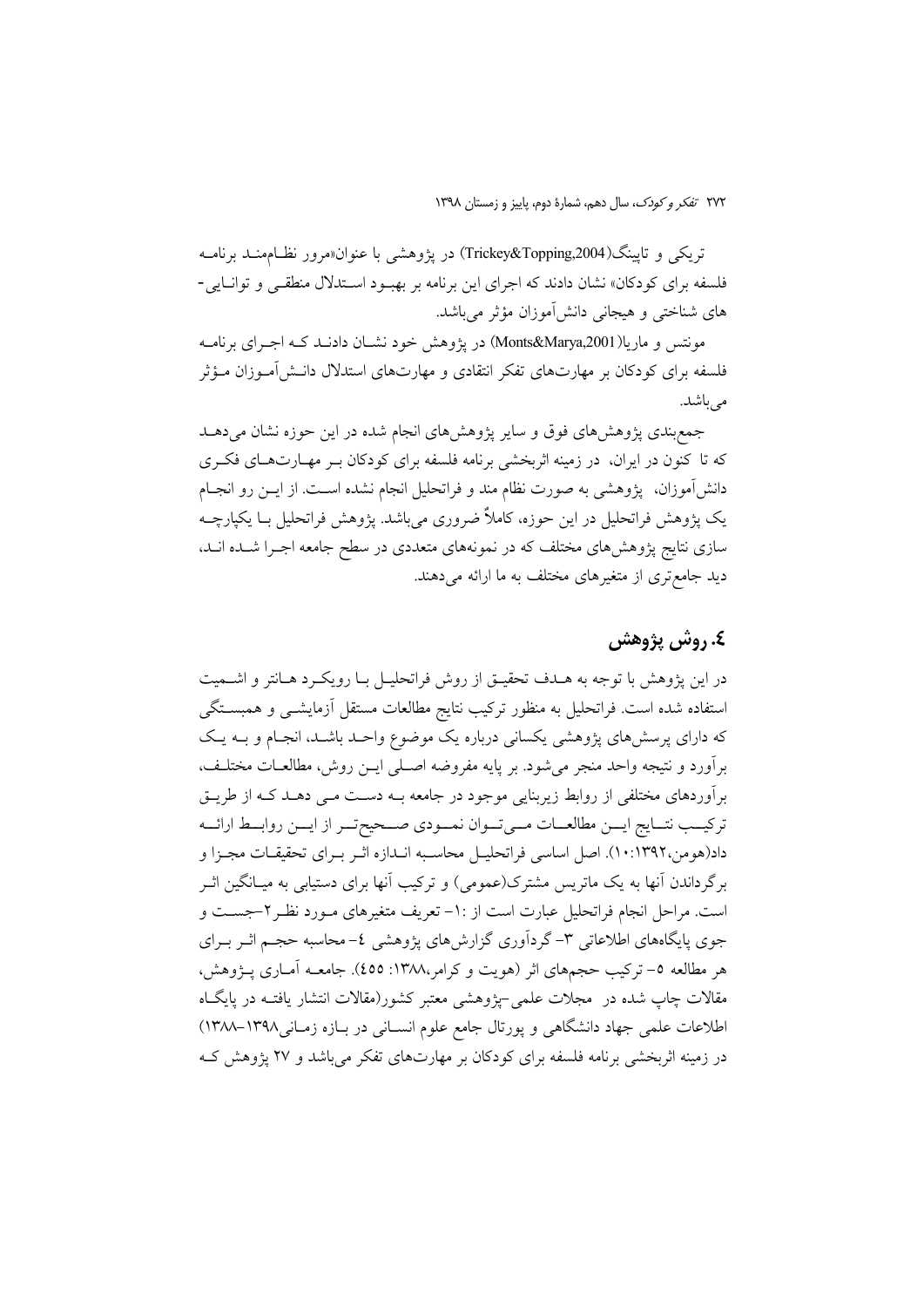تریکی و تاپینگ(Trickey&Topping,2004) در پژوهشی با عنوان«مرور نظام‌مند برنامه فلسفه برای کودکان» نشان دادند که اجرای این برنامه بر بهبود استدلال منطقی و توانایی-های شناختی و هیجانی دانش‌آموزان مؤثر می‌باشد.

مونتس و ماریا(Monts&Marya,2001) در پژوهش خود نشان دادند که اجرای برنامه فلسفه برای کودکان بر مهارت‌های تفکر انتقادی و مهارت‌های استدلال دانش‌آموزان مؤثر می‌باشد.

جمع‌بندی پژوهش‌های فوق و سایر پژوهش‌های انجام شده در این حوزه نشان می‌دهد که تا کنون در ایران، در زمینه اثربخشی برنامه فلسفه برای کودکان بر مهارت‌های فکری دانش‌آموزان، پژوهشی به صورت نظام مند و فراتحلیل انجام نشده است. از این رو انجام یک پژوهش فراتحلیل در این حوزه، کاملاً ضروری می‌باشد. پژوهش فراتحلیل با یکپارچه سازی نتایج پژوهش‌های مختلف که در نمونه‌های متعددی در سطح جامعه اجرا شده اند، دید جامع‌تری از متغیرهای مختلف به ما ارائه می‌دهند.

## ٤. روش پژوهش

در این پژوهش با توجه به هدف تحقیق از روش فراتحلیل با رویکرد هانتر و اشمیت استفاده شده است. فراتحلیل به منظور ترکیب نتایج مطالعات مستقل آزمایشی و همبستگی که دارای پرسش‌های پژوهشی یکسانی درباره یک موضوع واحد باشد، انجام و به یک برآورد و نتیجه واحد منجر می‌شود. بر پایه مفروضه اصلی این روش، مطالعات مختلف، برآوردهای مختلفی از روابط زیربنایی موجود در جامعه به دست می دهد که از طریق ترکیب نتایج این مطالعات می‌توان نمودی صحیح‌تر از این روابط ارائه داد(هومن،١٣٩٢: ١٠). اصل اساسی فراتحلیل محاسبه اندازه اثر برای تحقیقات مجزا و برگرداندن آنها به یک ماتریس مشترک(عمومی) و ترکیب آنها برای دستیابی به میانگین اثر است. مراحل انجام فراتحلیل عبارت است از :١- تعریف متغیرهای مورد نظر٢-جست و جوی پایگاه‌های اطلاعاتی ٣- گردآوری گزارش‌های پژوهشی ٤- محاسبه حجم اثر برای هر مطالعه ٥- ترکیب حجم‌های اثر (هویت و کرامر،١٣٨٨: ٤٥٥). جامعه آماری پژوهش، مقالات چاپ شده در مجلات علمی-پژوهشی معتبر کشور(مقالات انتشار یافته در پایگاه اطلاعات علمی جهاد دانشگاهی و پورتال جامع علوم انسانی در بازه زمانی١٣٩٨-١٣٨٨) در زمینه اثربخشی برنامه فلسفه برای کودکان بر مهارت‌های تفکر می‌باشد و ٢٧ پژوهش که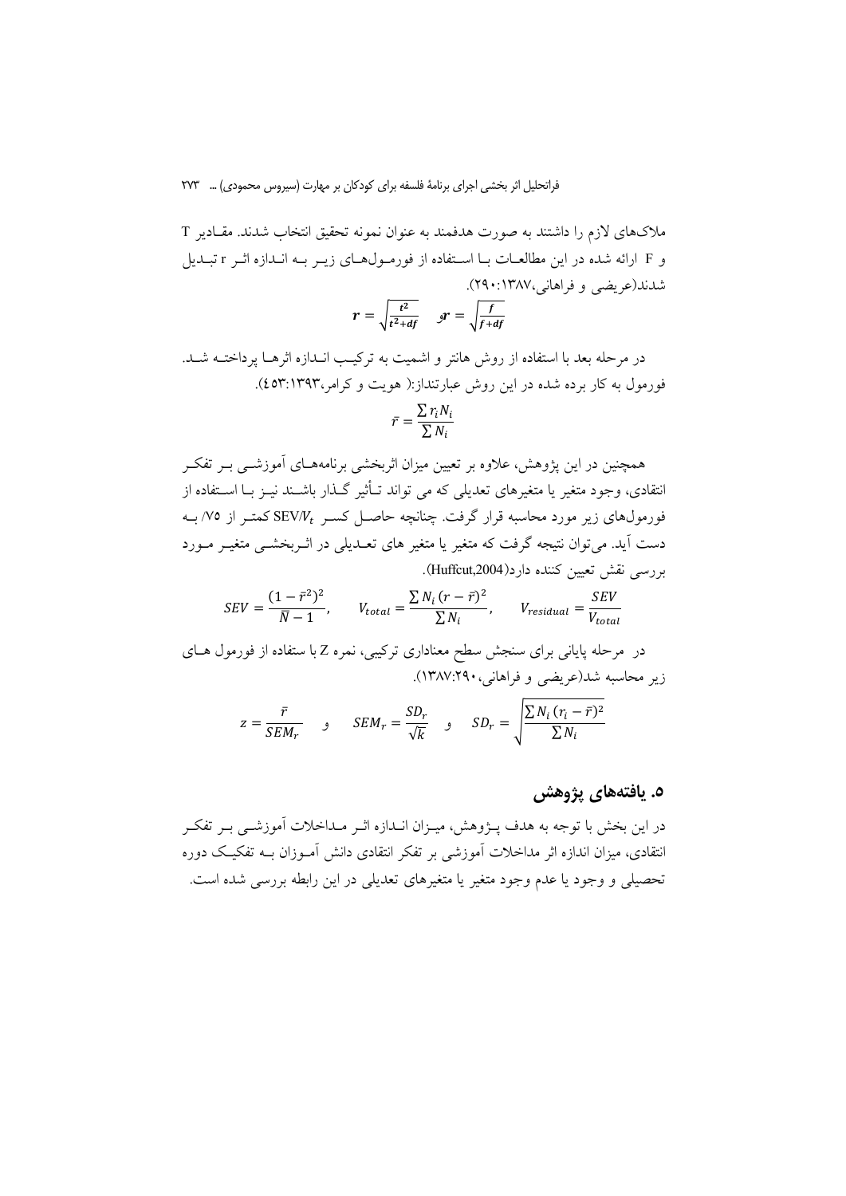ملاک‌های لازم را داشتند به صورت هدفمند به عنوان نمونه تحقیق انتخاب شدند. مقادیر T و F ارائه شده در این مطالعات با استفاده از فورمول‌های زیر به اندازه اثر r تبدیل شدند(عریضی و فراهانی،۱۳۸۷: ۲۹۰).

$$r = \sqrt{\frac{t^2}{t^2+df}} \quad \text{و} \quad r = \sqrt{\frac{f}{f+df}}$$

در مرحله بعد با استفاده از روش هانتر و اشمیت به ترکیب اندازه اثرها پرداخته شد. فورمول به کار برده شده در این روش عبارتنداز:( هویت و کرامر،۱۳۹۳: ٤٥٣).

$$\bar{r} = \frac{\sum r_i N_i}{\sum N_i}$$

همچنین در این پژوهش، علاوه بر تعیین میزان اثربخشی برنامه‌های آموزشی بر تفکر انتقادی، وجود متغیر یا متغیرهای تعدیلی که می تواند تأثیر گذار باشند نیز با استفاده از فورمول‌های زیر مورد محاسبه قرار گرفت. چنانچه حاصل کسر $SEV/V_t$ کمتر از ۷۵/ به دست آید. می‌توان نتیجه گرفت که متغیر یا متغیر های تعدیلی در اثربخشی متغیر مورد بررسی نقش تعیین کننده دارد(Huffcut,2004).

$$SEV = \frac{(1-\bar{r}^2)^2}{\bar{N}-1}, \qquad V_{total} = \frac{\sum N_i\,(r-\bar{r})^2}{\sum N_i}, \qquad V_{residual} = \frac{SEV}{V_{total}}$$

در مرحله پایانی برای سنجش سطح معناداری ترکیبی، نمره Z با ستفاده از فورمول های زیر محاسبه شد(عریضی و فراهانی،۲۹۰:۱۳۸۷).

$$z = \frac{\bar{r}}{SEM_r} \quad \text{و} \quad SEM_r = \frac{SD_r}{\sqrt{k}} \quad \text{و} \quad SD_r = \sqrt{\frac{\sum N_i\,(r_i-\bar{r})^2}{\sum N_i}}$$

## ۵. یافته‌های پژوهش

در این بخش با توجه به هدف پژوهش، میزان اندازه اثر مداخلات آموزشی بر تفکر انتقادی، میزان اندازه اثر مداخلات آموزشی بر تفکر انتقادی دانش آموزان به تفکیک دوره تحصیلی و وجود یا عدم وجود متغیر یا متغیرهای تعدیلی در این رابطه بررسی شده است.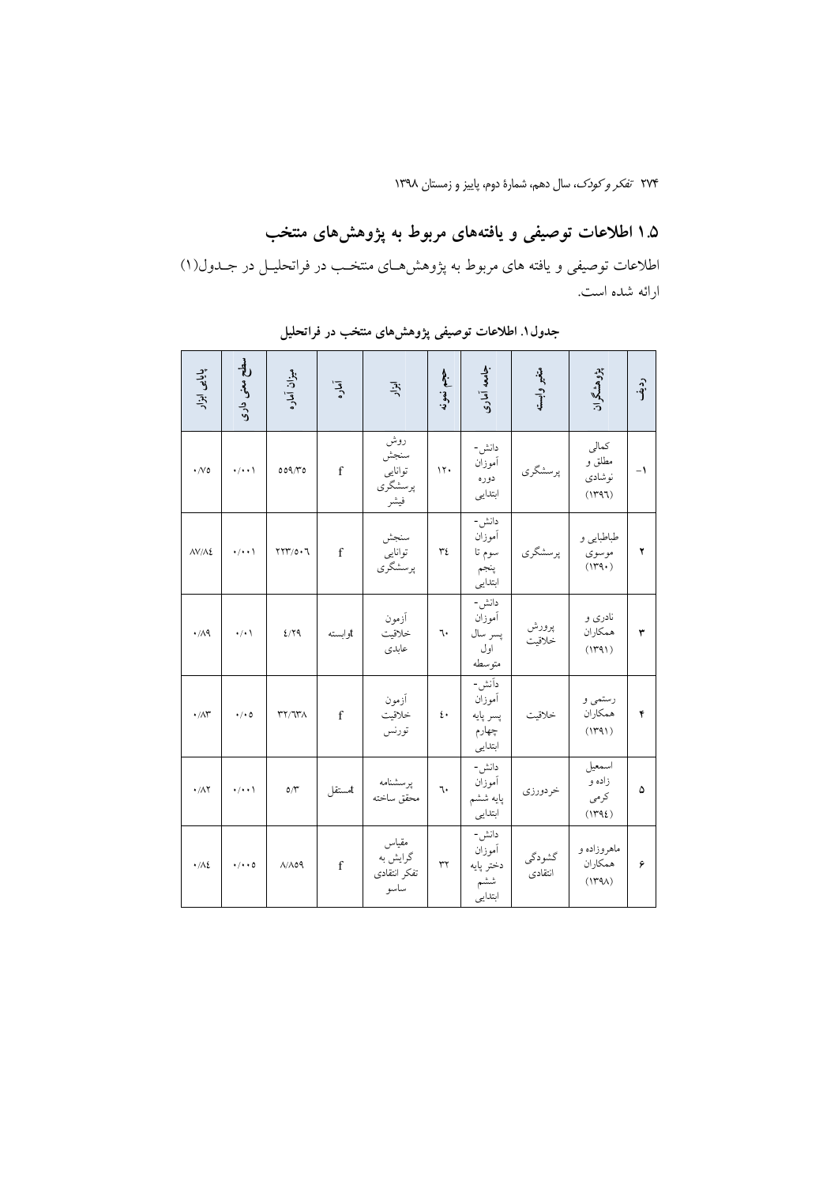## ۱.۵ اطلاعات توصیفی و یافته‌های مربوط به پژوهش‌های منتخب

اطلاعات توصیفی و یافته های مربوط به پژوهش‌هـای منتخـب در فراتحلیـل در جـدول(۱) ارائه شده است.

**جدول۱. اطلاعات توصیفی پژوهش‌های منتخب در فراتحلیل**

| ردیف | پژوهشگران | متغیر وابسته | جامعه آماری | حجم نمونه | ابزار | آماره | میزان آماره | سطح معنی داری | پایایی ابزار |
|---|---|---|---|---|---|---|---|---|---|
| ۱- | کمالی مطلق و نوشادی (۱۳۹۶) | پرسشگری | دانش-آموزان دوره ابتدایی | ۱۲۰ | روش سنجش توانایی پرسشگری فیشر | f | ۵۵۹/۳۵ | ۰/۰۰۱ | ۰/۷۵ |
| ۲ | طباطبایی و موسوی (۱۳۹۰) | پرسشگری | دانش-آموزان سوم تا پنجم ابتدایی | ۳۴ | سنجش توانایی پرسشگری | f | ۲۲۳/۵۰۶ | ۰/۰۰۱ | ۸۷/۸٤ |
| ۳ | نادری و همکاران (۱۳۹۱) | پرورش خلاقیت | دانش-آموزان پسر سال اول متوسطه | ٦۰ | آزمون خلاقیت عابدی | tوابسته | ٤/۲۹ | ۰/۰۱ | ۰/۸۹ |
| ۴ | رستمی و همکاران (۱۳۹۱) | خلاقیت | دانش-آموزان پسر پایه چهارم ابتدایی | ٤۰ | آزمون خلاقیت تورنس | f | ۳۲/٦۳۸ | ۰/۰۵ | ۰/۸۳ |
| ۵ | اسمعیل زاده و کرمی (۱۳۹٤) | خردورزی | دانش-آموزان پایه ششم ابتدایی | ٦۰ | پرسشنامه محقق ساخته | tمستقل | ۵/۳ | ۰/۰۰۱ | ۰/۸۲ |
| ۶ | ماهروزاده و همکاران (۱۳۹۸) | گشودگی انتقادی | دانش-آموزان دختر پایه ششم ابتدایی | ۳۲ | مقیاس گرایش به تفکر انتقادی ساسو | f | ۸/۸۵۹ | ۰/۰۰۵ | ۰/۸٤ |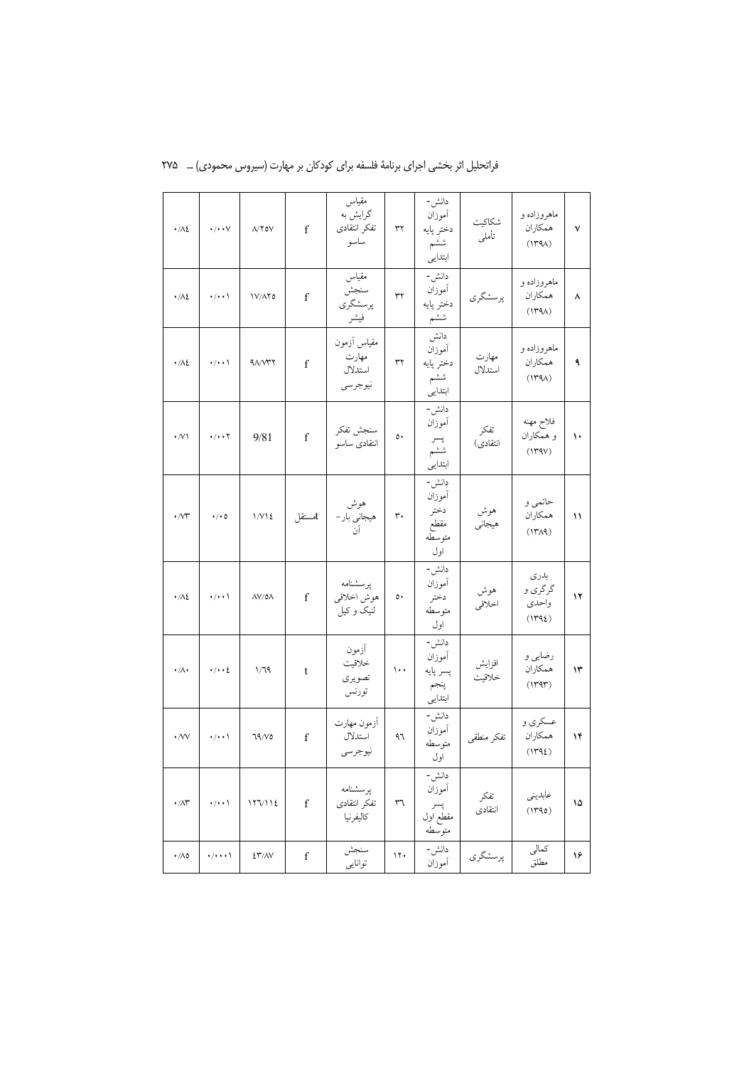| ۷ | ماهروزاده و همکاران (۱۳۹۸) | شکاکیت تأملی | دانش-آموزان دختر پایه ششم ابتدایی | ۳۲ | مقیاس گرایش به تفکر انتقادی ساسو | f | ۸/۲۵۷ | ۰/۰۰۷ | ۰/۸٤ |
|---|---|---|---|---|---|---|---|---|---|
| ۸ | ماهروزاده و همکاران (۱۳۹۸) | پرسشگری | دانش-آموزان دختر پایه ششم | ۳۲ | مقیاس سنجش پرسشگری فیشر | f | ۱۷/۸۲۵ | ۰/۰۰۱ | ۰/۸٤ |
| ۹ | ماهروزاده و همکاران (۱۳۹۸) | مهارت استدلال | دانش آموزان دختر پایه ششم ابتدایی | ۳۲ | مقیاس آزمون مهارت استدلال نیوجرسی | f | ۹۸/۷۳۲ | ۰/۰۰۱ | ۰/۸٤ |
| ۱۰ | فلاح مهنه و همکاران (۱۳۹۷) | تفکر انتقادی) | دانش-آموزان پسر ششم ابتدایی | ۵۰ | سنجش تفکر انتقادی ساسو | f | 9/81 | ۰/۰۰۲ | ۰/۷۱ |
| ۱۱ | حاتمی و همکاران (۱۳۸۹) | هوش هیجانی | دانش-آموزان دختر مقطع متوسطه اول | ۳۰ | هوش هیجانی بار-آن | tمستقل | ۱/۷۱٤ | ۰/۰۵ | ۰/۷۳ |
| ۱۲ | بدری گرگری و واحدی (۱۳۹٤) | هوش اخلاقی | دانش-آموزان دختر متوسطه اول | ۵۰ | پرسشنامه هوش اخلاقی لنیک و کیل | f | ۸۷/۵۸ | ۰/۰۰۱ | ۰/۸٤ |
| ۱۳ | رضایی و همکاران (۱۳۹۳) | افزایش خلاقیت | دانش-آموزان پسر پایه پنجم ابتدایی | ۱۰۰ | آزمون خلاقیت تصویری تورنس | t | ۱/٦۹ | ۰/۰۰٤ | ۰/۸۰ |
| ۱۴ | عسکری و همکاران (۱۳۹٤) | تفکر منطقی | دانش-آموزان متوسطه اول | ۹٦ | آزمون مهارت استدلال نیوجرسی | f | ٦۹/۷۵ | ۰/۰۰۱ | ۰/۷۷ |
| ۱۵ | عابدینی (۱۳۹۵) | تفکر انتقادی | دانش-آموزان پسر مقطع اول متوسطه | ٣٦ | پرسشنامه تفکر انتقادی کالیفرنیا | f | ۱۲٦/۱۱٤ | ۰/۰۰۱ | ۰/۸۳ |
| ۱۶ | کمالی مطلق | پرسشگری | دانش-آموزان | ۱۲۰ | سنجش توانایی | f | ٤۳/۸۷ | ۰/۰۰۰۱ | ۰/۸۵ |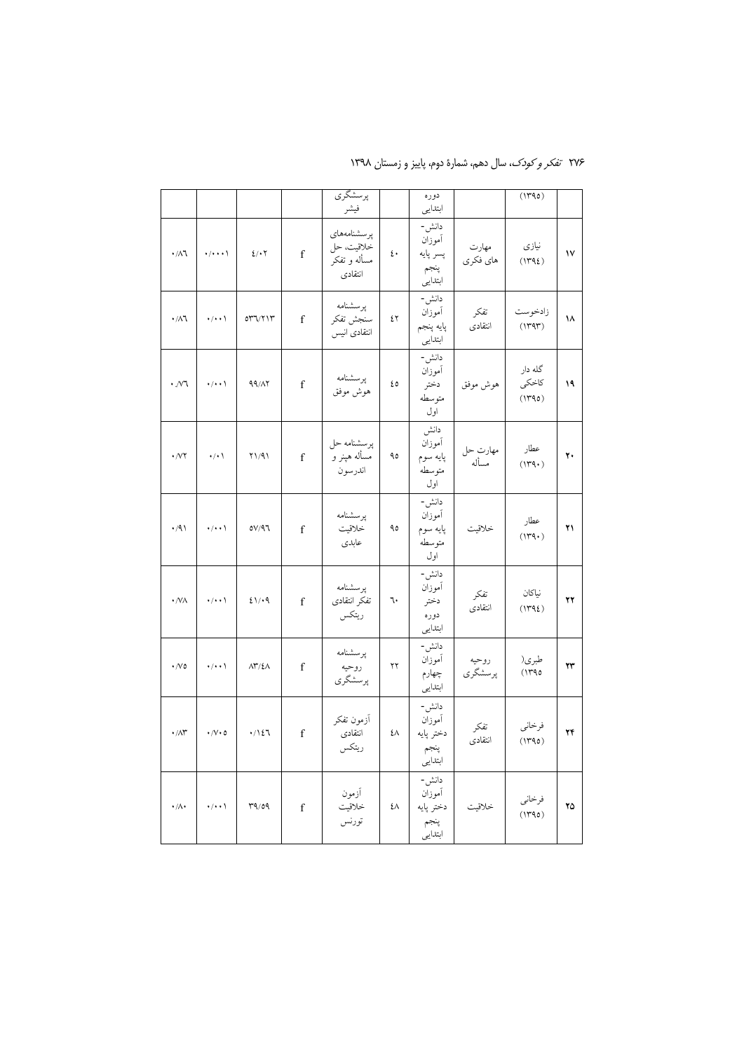| ۰/۸۶ | ۰/۰۰۰۱ | ٤/۰۲ | f | پرسشگری فیشر | | دوره ابتدایی | | (۱۳۹٥) | |
|---|---|---|---|---|---|---|---|---|---|
| ۰/۸٦ | ۰/۰۰۰۱ | ٤/۰۲ | f | پرسشنامه‌های خلاقیت، حل مسأله و تفکر انتقادی | ٤۰ | دانش-آموزان پسر پایه پنجم ابتدایی | مهارت های فکری | نیازی (۱۳۹٤) | ۱۷ |
| ۰/۸٦ | ۰/۰۰۱ | ٥۳٦/۲۱۳ | f | پرسشنامه سنجش تفکر انتقادی انیس | ٤۲ | دانش-آموزان پایه پنجم ابتدایی | تفکر انتقادی | زادخوست (۱۳۹۳) | ۱۸ |
| ۰/۷٦ | ۰/۰۰۱ | ۹۹/۸۲ | f | پرسشنامه هوش موفق | ٤٥ | دانش-آموزان دختر متوسطه اول | هوش موفق | گله دار کاخکی (۱۳۹٥) | ۱۹ |
| ۰/۷۲ | ۰/۰۱ | ۲۱/۹۱ | f | پرسشنامه حل مسأله هپنر و اندرسون | ۹٥ | دانش آموزان پایه سوم متوسطه اول | مهارت حل مسأله | عطار (۱۳۹۰) | ۲۰ |
| ۰/۹۱ | ۰/۰۰۱ | ٥۷/۹٦ | f | پرسشنامه خلاقیت عابدی | ۹٥ | دانش-آموزان پایه سوم متوسطه اول | خلاقیت | عطار (۱۳۹۰) | ۲۱ |
| ۰/۷۸ | ۰/۰۰۱ | ٤۱/۰۹ | f | پرسشنامه تفکر انتقادی ریتکس | ٦۰ | دانش-آموزان دختر دوره ابتدایی | تفکر انتقادی | نیاکان (۱۳۹٤) | ۲۲ |
| ۰/۷٥ | ۰/۰۰۱ | ۸۳/٤۸ | f | پرسشنامه روحیه پرسشگری | ۲۲ | دانش-آموزان چهارم ابتدایی | روحیه پرسشگری | طبری( ۱۳۹٥) | ۲۳ |
| ۰/۸۳ | ۰/۷۰٥ | ۰/۱٤٦ | f | آزمون تفکر انتقادی ریتکس | ٤۸ | دانش-آموزان دختر پایه پنجم ابتدایی | تفکر انتقادی | فرخانی (۱۳۹٥) | ۲٤ |
| ۰/۸۰ | ۰/۰۰۱ | ۳۹/٥۹ | f | آزمون خلاقیت تورنس | ٤۸ | دانش-آموزان دختر پایه پنجم ابتدایی | خلاقیت | فرخانی (۱۳۹٥) | ۲٥ |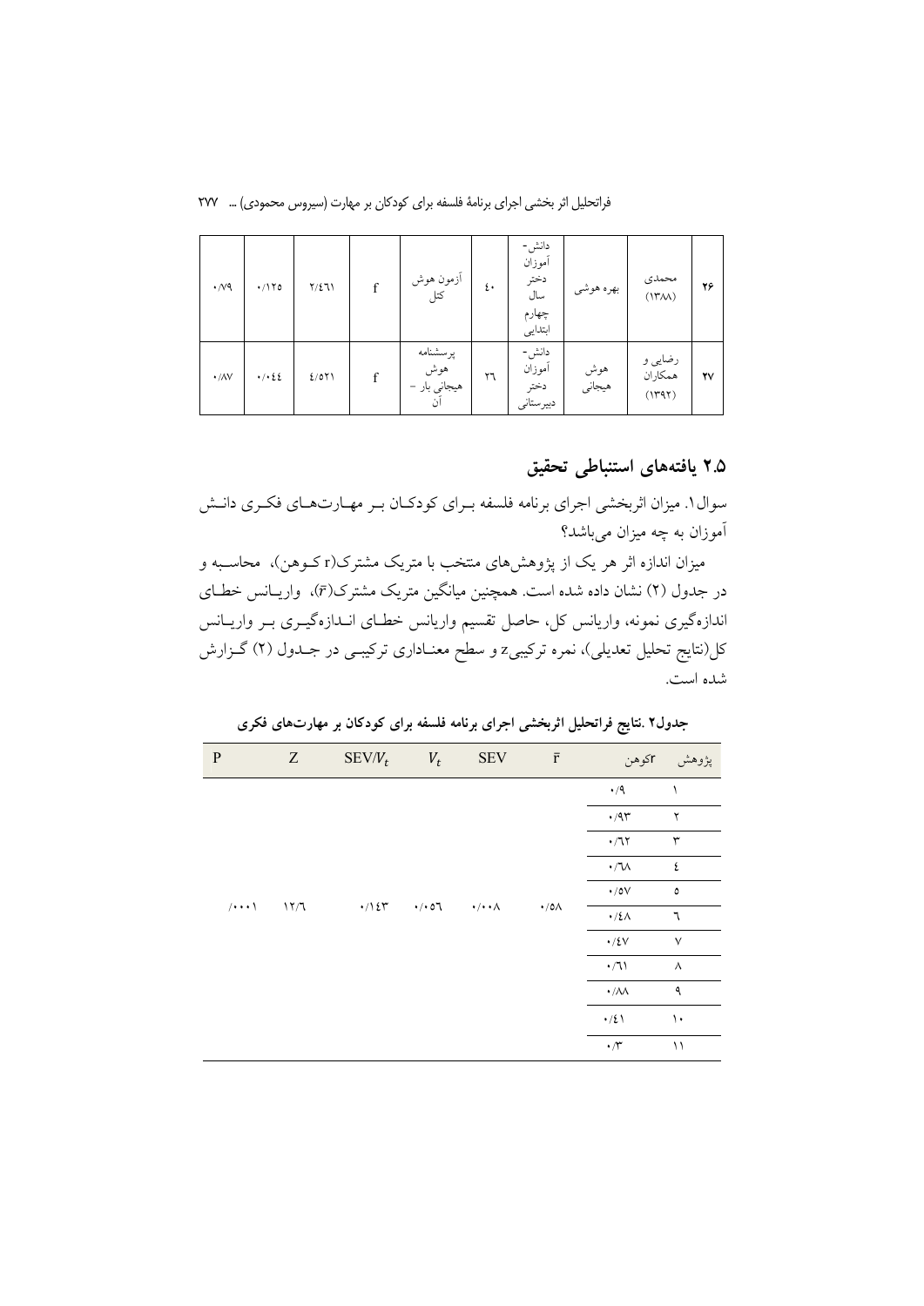| ۲۶ | محمدی (۱۳۸۸) | بهره هوشی | دانش-آموزان دختر سال چهارم ابتدایی | ٤٠ | آزمون هوش کتل | f | ۲/٤٦١ | ٠/١٢٥ | ٠/٧٩ |
|---|---|---|---|---|---|---|---|---|---|
| ۲۷ | رضایی و همکاران (۱۳۹۲) | هوش هیجانی | دانش-آموزان دختر دبیرستانی | ٣٦ | پرسشنامه هوش هیجانی بار - آن | f | ٤/٥٢١ | ٠/٠٤٤ | ٠/٨٧ |

## ۲.۵ یافته‌های استنباطی تحقیق

سوال۱. میزان اثربخشی اجرای برنامه فلسفه برای کودکان بر مهارت‌های فکری دانش آموزان به چه میزان می‌باشد؟

میزان اندازه اثر هر یک از پژوهش‌های منتخب با متریک مشترک(r کوهن)، محاسبه و در جدول (۲) نشان داده شده است. همچنین میانگین متریک مشترک($\bar{r}$)، واریانس خطای اندازه‌گیری نمونه، واریانس کل، حاصل تقسیم واریانس خطای اندازه‌گیری بر واریانس کل(نتایج تحلیل تعدیلی)، نمره ترکیبی z و سطح معناداری ترکیبی در جدول (۲) گزارش شده است.

**جدول۲ .نتایج فراتحلیل اثربخشی اجرای برنامه فلسفه برای کودکان بر مهارت‌های فکری**

| پژوهش | rکوهن | $\bar{r}$ | SEV | $V_t$ | SEV/$V_t$ | Z | P |
|---|---|---|---|---|---|---|---|
| ۱ | ٠/٩ | | | | | | |
| ۲ | ٠/٩٣ | | | | | | |
| ۳ | ٠/٦٢ | | | | | | |
| ٤ | ٠/٦٨ | | | | | | |
| ٥ | ٠/٥٧ | | | | | | |
| ٦ | ٠/٤٨ | ٠/٥٨ | ٠/٠٠٨ | ٠/٠٥٦ | ٠/١٤٣ | ١٢/٦ | /٠٠٠١ |
| ٧ | ٠/٤٧ | | | | | | |
| ٨ | ٠/٦١ | | | | | | |
| ٩ | ٠/٨٨ | | | | | | |
| ١٠ | ٠/٤١ | | | | | | |
| ١١ | ٠/٣ | | | | | | |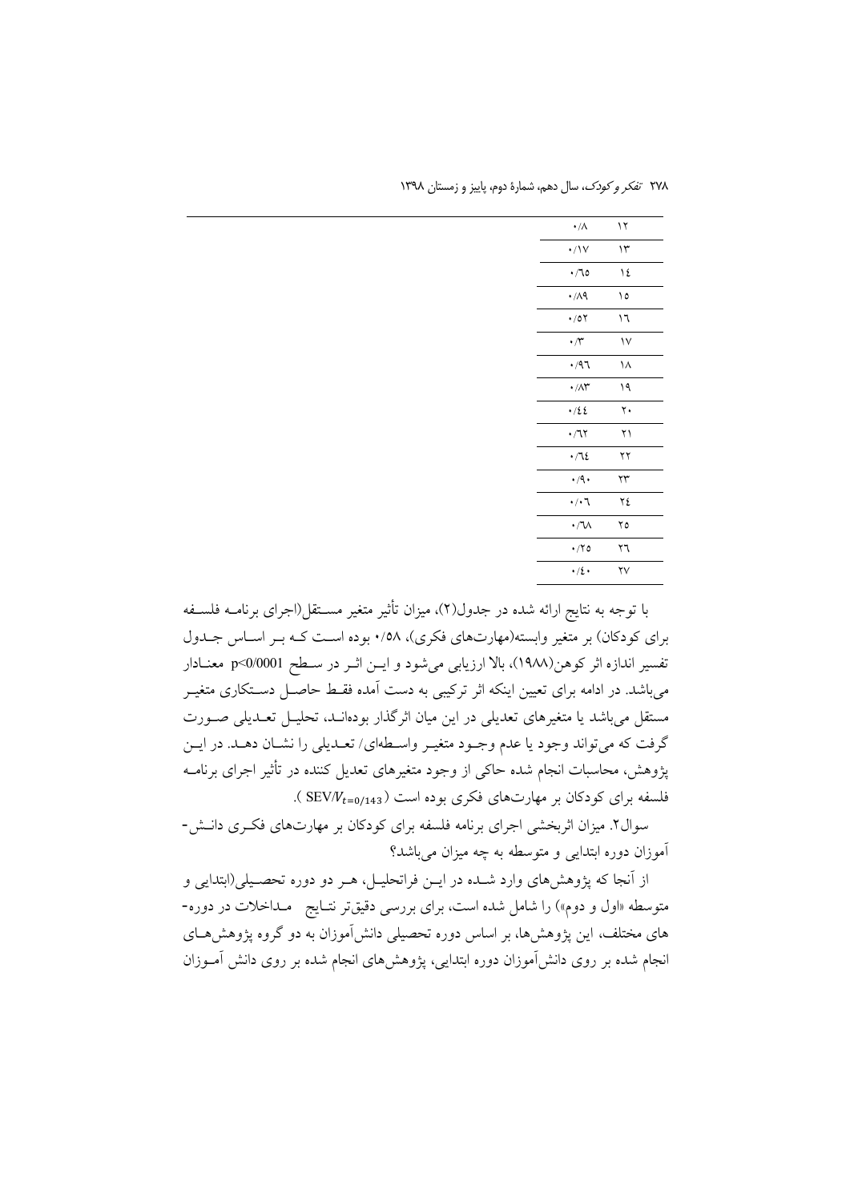| | |
|---|---|
| ۱۲ | ۰/۸ |
| ۱۳ | ۰/۱۷ |
| ۱۴ | ۰/۶۵ |
| ۱۵ | ۰/۸۹ |
| ۱۶ | ۰/۵۲ |
| ۱۷ | ۰/۳ |
| ۱۸ | ۰/۹۶ |
| ۱۹ | ۰/۸۳ |
| ۲۰ | ۰/۴۴ |
| ۲۱ | ۰/۶۲ |
| ۲۲ | ۰/۶۴ |
| ۲۳ | ۰/۹۰ |
| ۲۴ | ۰/۰۶ |
| ۲۵ | ۰/۶۸ |
| ۲۶ | ۰/۲۵ |
| ۲۷ | ۰/۴۰ |

با توجه به نتایج ارائه شده در جدول(۲)، میزان تأثیر متغیر مستقل(اجرای برنامه فلسفه برای کودکان) بر متغیر وابسته(مهارت‌های فکری)، ۰/۵۸ بوده است که بر اساس جدول تفسیر اندازه اثر کوهن(۱۹۸۸)، بالا ارزیابی می‌شود و این اثر در سطح $p<0/0001$ معنادار می‌باشد. در ادامه برای تعیین اینکه اثر ترکیبی به دست آمده فقط حاصل دستکاری متغیر مستقل می‌باشد یا متغیرهای تعدیلی در این میان اثرگذار بوده‌اند، تحلیل تعدیلی صورت گرفت که می‌تواند وجود یا عدم وجود متغیر واسطه‌ای/ تعدیلی را نشان دهد. در این پژوهش، محاسبات انجام شده حاکی از وجود متغیرهای تعدیل کننده در تأثیر اجرای برنامه فلسفه برای کودکان بر مهارت‌های فکری بوده است ($SEV/V_{t=0/143}$).

سوال۲. میزان اثربخشی اجرای برنامه فلسفه برای کودکان بر مهارت‌های فکری دانش‌آموزان دوره ابتدایی و متوسطه به چه میزان می‌باشد؟

از آنجا که پژوهش‌های وارد شده در این فراتحلیل، هر دو دوره تحصیلی(ابتدایی و متوسطه «اول و دوم») را شامل شده است، برای بررسی دقیق‌تر نتایج مداخلات در دوره‌های مختلف، این پژوهش‌ها، بر اساس دوره تحصیلی دانش‌آموزان به دو گروه پژوهش‌های انجام شده بر روی دانش‌آموزان دوره ابتدایی، پژوهش‌های انجام شده بر روی دانش آموزان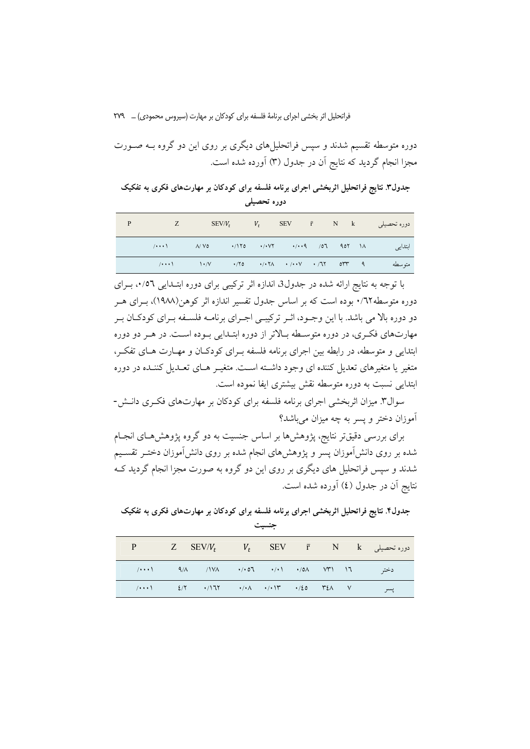دوره متوسطه تقسیم شدند و سپس فراتحلیل‌های دیگری بر روی این دو گروه بـه صـورت مجزا انجام گردید که نتایج آن در جدول (۳) آورده شده است.

**جدول۳. نتایج فراتحلیل اثربخشی اجرای برنامه فلسفه برای کودکان بر مهارت‌های فکری به تفکیک دوره تحصیلی**

| P | Z | $SEV/V_t$ | $V_t$ | SEV | r̄ | N | k | دوره تحصیلی |
|---|---|---|---|---|---|---|---|---|
| /۰۰۰۱ | ۸/ ۷۵ | ۰/۱۲۵ | ۰/۰۷۲ | ۰/۰۰۹ | /۵٦ | ۹۵۲ | ۱۸ | ابتدایی |
| /۰۰۰۱ | ۱۰/۷ | ۰/۲۵ | ۰/۰۲۸ | ۰ /۰۰۷ | ۰ /٦۲ | ۵۳۳ | ۹ | متوسطه |

با توجه به نتایج ارائه شده در جدول3 اندازه اثر ترکیبی برای دوره ابتـدایی ۰/۵٦، بـرای دوره متوسطه۰/٦۲ بوده است که بر اساس جدول تفسیر اندازه اثر کوهن(۱۹۸۸)، بـرای هـر دو دوره بالا می باشد. با این وجـود، اثـر ترکیبـی اجـرای برنامـه فلسـفه بـرای کودکـان بـر مهارت‌های فکـری، در دوره متوسـطه بـالاتر از دوره ابتـدایی بـوده اسـت. در هـر دو دوره ابتدایی و متوسطه، در رابطه بین اجرای برنامه فلسفه بـرای کودکـان و مهـارت هـای تفکـر، متغیر یا متغیرهای تعدیل کننده ای وجود داشـته اسـت. متغیـر هـای تعـدیل کننـده در دوره ابتدایی نسبت به دوره متوسطه نقش بیشتری ایفا نموده است.

سوال۳. میزان اثربخشی اجرای برنامه فلسفه برای کودکان بر مهارت‌های فکـری دانـش-آموزان دختر و پسر به چه میزان می‌باشد؟

برای بررسی دقیق‌تر نتایج، پژوهش‌ها بر اساس جنسیت به دو گروه پژوهش‌هـای انجـام شده بر روی دانش‌آموزان پسر و پژوهش‌های انجام شده بر روی دانش‌آموزان دختـر تقسـیم شدند و سپس فراتحلیل های دیگری بر روی این دو گروه به صورت مجزا انجام گردید کـه نتایج آن در جدول (٤) آورده شده است.

**جدول۴. نتایج فراتحلیل اثربخشی اجرای برنامه فلسفه برای کودکان بر مهارت‌های فکری به تفکیک جنسیت**

| P | Z | $SEV/V_t$ | $V_t$ | SEV | r̄ | N | k | دوره تحصیلی |
|---|---|---|---|---|---|---|---|---|
| /۰۰۰۱ | ۹/۸ | /۱۷۸ | ۰/۰۵٦ | ۰/۰۱ | ۰/۵۸ | ۷۳۱ | ۱٦ | دختر |
| /۰۰۰۱ | ٤/۲ | ۰/۱٦۲ | ۰/۰۸ | ۰/۰۱۳ | ۰/٤۵ | ۳٤۸ | ۷ | پسر |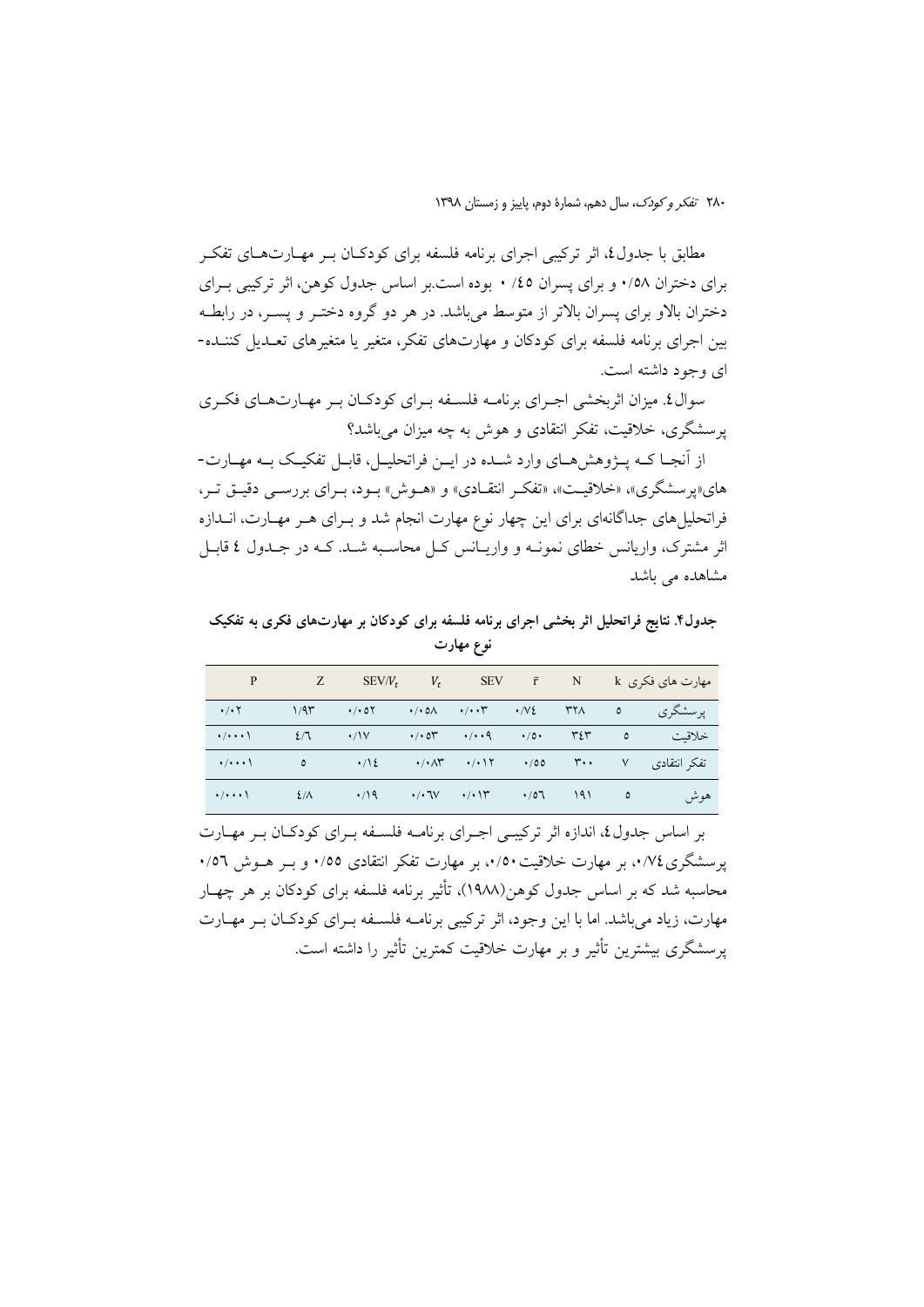مطابق با جدول٤، اثر ترکیبی اجرای برنامه فلسفه برای کودکان بر مهارت‌های تفکر برای دختران ۰/۵۸ و برای پسران ۰/۴۵ بوده است.بر اساس جدول کوهن، اثر ترکیبی برای دختران بالاو برای پسران بالاتر از متوسط می‌باشد. در هر دو گروه دختر و پسر، در رابطه بین اجرای برنامه فلسفه برای کودکان و مهارت‌های تفکر، متغیر یا متغیرهای تعدیل کننده‌ای وجود داشته است.

سوال٤. میزان اثربخشی اجرای برنامه فلسفه برای کودکان بر مهارت‌های فکری پرسشگری، خلاقیت، تفکر انتقادی و هوش به چه میزان می‌باشد؟

از آنجا که پژوهش‌های وارد شده در این فراتحلیل، قابل تفکیک به مهارت‌های«پرسشگری»، «خلاقیت»، «تفکر انتقادی» و «هوش» بود، برای بررسی دقیق‌تر، فراتحلیل‌های جداگانه‌ای برای این چهار نوع مهارت انجام شد و برای هر مهارت، اندازه اثر مشترک، واریانس خطای نمونه و واریانس کل محاسبه شد. که در جدول ٤ قابل مشاهده می باشد

**جدول۴. نتایج فراتحلیل اثر بخشی اجرای برنامه فلسفه برای کودکان بر مهارت‌های فکری به تفکیک نوع مهارت**

| مهارت های فکری | k | N | $\bar{r}$ | SEV | $V_t$ | $SEV/V_t$ | Z | P |
|---|---|---|---|---|---|---|---|---|
| پرسشگری | ۵ | ۳۲۸ | ۰/۷۴ | ۰/۰۰۳ | ۰/۰۵۸ | ۰/۰۵۲ | ۱/۹۳ | ۰/۰۲ |
| خلاقیت | ۵ | ۳۴۳ | ۰/۵۰ | ۰/۰۰۹ | ۰/۰۵۳ | ۰/۱۷ | ۴/۶ | ۰/۰۰۰۱ |
| تفکر انتقادی | ۷ | ۳۰۰ | ۰/۵۵ | ۰/۰۱۲ | ۰/۰۸۳ | ۰/۱۴ | ۵ | ۰/۰۰۰۱ |
| هوش | ۵ | ۱۹۱ | ۰/۵۶ | ۰/۰۱۳ | ۰/۰۶۷ | ۰/۱۹ | ۴/۸ | ۰/۰۰۰۱ |

بر اساس جدول٤، اندازه اثر ترکیبی اجرای برنامه فلسفه برای کودکان بر مهارت پرسشگری۰/۷۴، بر مهارت خلاقیت۰/۵۰، بر مهارت تفکر انتقادی ۰/۵۵ و بر هوش ۰/۵۶ محاسبه شد که بر اساس جدول کوهن(۱۹۸۸)، تأثیر برنامه فلسفه برای کودکان بر هر چهار مهارت، زیاد می‌باشد. اما با این وجود، اثر ترکیبی برنامه فلسفه برای کودکان بر مهارت پرسشگری بیشترین تأثیر و بر مهارت خلاقیت کمترین تأثیر را داشته است.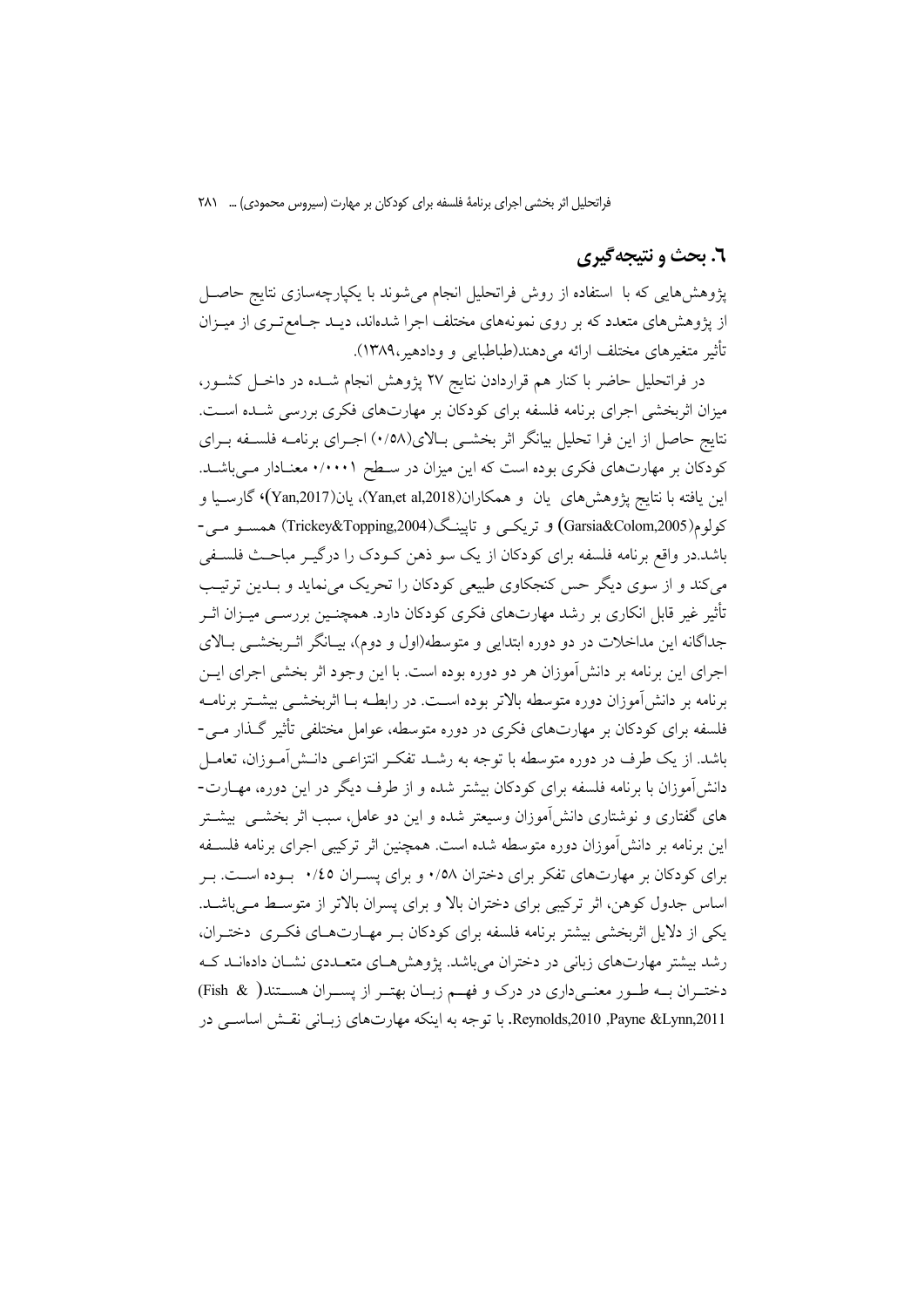## ۶. بحث و نتیجه‌گیری

پژوهش‌هایی که با استفاده از روش فراتحلیل انجام می‌شوند با یکپارچه‌سازی نتایج حاصل از پژوهش‌های متعدد که بر روی نمونه‌های مختلف اجرا شده‌اند، دید جامع‌تری از میزان تأثیر متغیرهای مختلف ارائه می‌دهند(طباطبایی و وادهیر،۱۳۸۹).

در فراتحلیل حاضر با کنار هم قراردادن نتایج ۲۷ پژوهش انجام شده در داخل کشور، میزان اثربخشی اجرای برنامه فلسفه برای کودکان بر مهارت‌های فکری بررسی شده است. نتایج حاصل از این فرا تحلیل بیانگر اثر بخشی بالای(۰/۵۸) اجرای برنامه فلسفه برای کودکان بر مهارت‌های فکری بوده است که این میزان در سطح ۰/۰۰۰۱ معنادار می‌باشد. این یافته با نتایج پژوهش‌های یان و همکاران(Yan,et al,2018)، یان(Yan,2017)، گارسیا و کولوم(Garsia&Colom,2005) و تریکی و تاپینگ(Trickey&Topping,2004) همسو می‌باشد.در واقع برنامه فلسفه برای کودکان از یک سو ذهن کودک را درگیر مباحث فلسفی می‌کند و از سوی دیگر حس کنجکاوی طبیعی کودکان را تحریک می‌نماید و بدین ترتیب تأثیر غیر قابل انکاری بر رشد مهارت‌های فکری کودکان دارد. همچنین بررسی میزان اثر جداگانه این مداخلات در دو دوره ابتدایی و متوسطه(اول و دوم)، بیانگر اثربخشی بالای اجرای این برنامه بر دانش‌آموزان هر دو دوره بوده است. با این وجود اثر بخشی اجرای این برنامه بر دانش‌آموزان دوره متوسطه بالاتر بوده است. در رابطه با اثربخشی بیشتر برنامه فلسفه برای کودکان بر مهارت‌های فکری در دوره متوسطه، عوامل مختلفی تأثیر گذار می‌باشد. از یک طرف در دوره متوسطه با توجه به رشد تفکر انتزاعی دانش‌آموزان، تعامل دانش‌آموزان با برنامه فلسفه برای کودکان بیشتر شده و از طرف دیگر در این دوره، مهارت‌های گفتاری و نوشتاری دانش‌آموزان وسیعتر شده و این دو عامل، سبب اثر بخشی بیشتر این برنامه بر دانش‌آموزان دوره متوسطه شده است. همچنین اثر ترکیبی اجرای برنامه فلسفه برای کودکان بر مهارت‌های تفکر برای دختران ۰/۵۸ و برای پسران ۰/۴۵ بوده است. بر اساس جدول کوهن، اثر ترکیبی برای دختران بالا و برای پسران بالاتر از متوسط می‌باشد. یکی از دلایل اثربخشی بیشتر برنامه فلسفه برای کودکان بر مهارت‌های فکری دختران، رشد بیشتر مهارت‌های زبانی در دختران می‌باشد. پژوهش‌های متعددی نشان داده‌اند که دختران به طور معنی‌داری در درک و فهم زبان بهتر از پسران هستند( Fish & Reynolds,2010 ,Payne &Lynn,2011). با توجه به اینکه مهارت‌های زبانی نقش اساسی در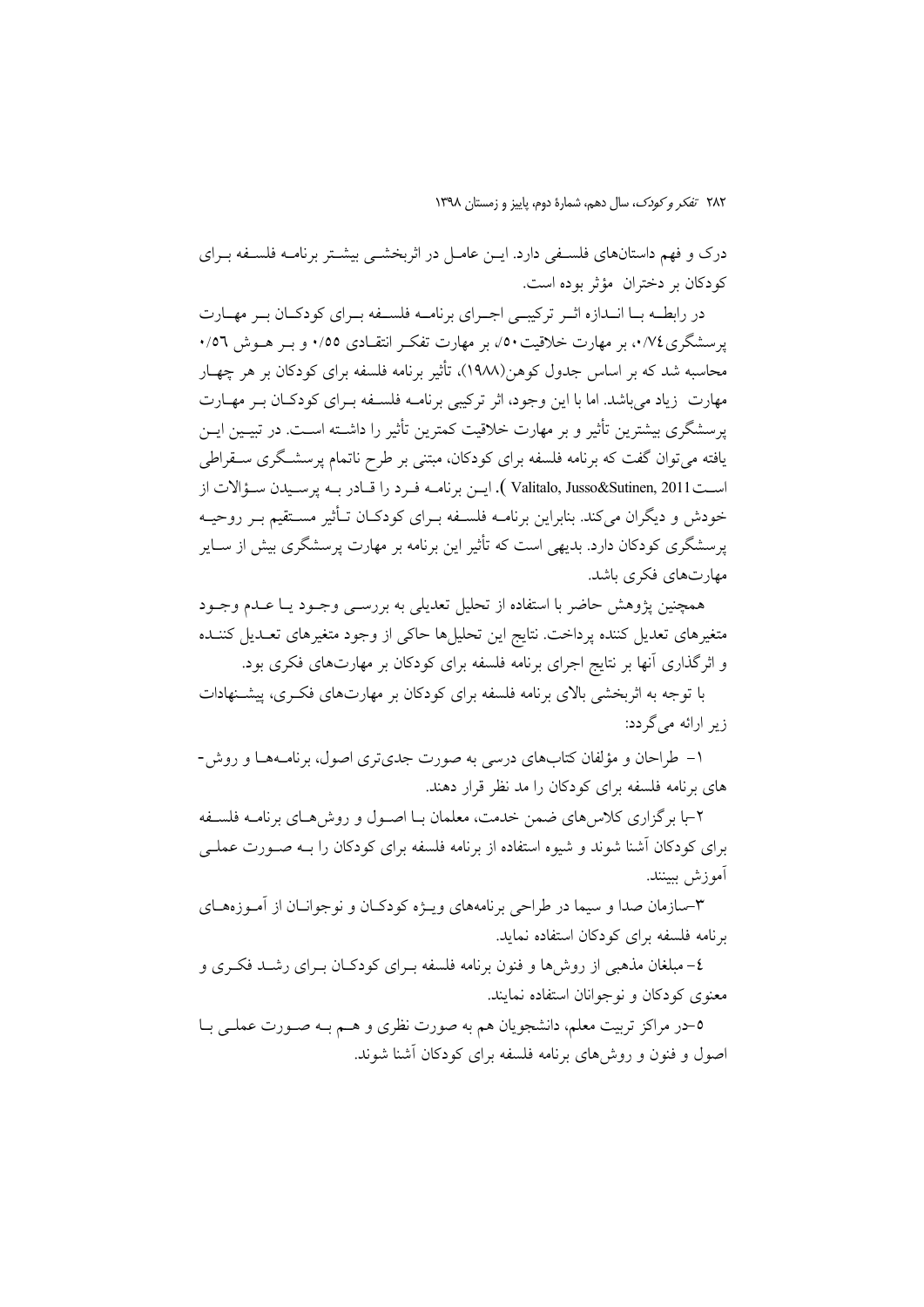درک و فهم داستان‌های فلسفی دارد. این عامل در اثربخشی بیشتر برنامه فلسفه برای کودکان بر دختران مؤثر بوده است.

در رابطه با اندازه اثر ترکیبی اجرای برنامه فلسفه برای کودکان بر مهارت پرسشگری ۰/۷۴، بر مهارت خلاقیت ۰/۵۰، بر مهارت تفکر انتقادی ۰/۵۵ و بر هوش ۰/۵۶ محاسبه شد که بر اساس جدول کوهن(۱۹۸۸)، تأثیر برنامه فلسفه برای کودکان بر هر چهار مهارت زیاد می‌باشد. اما با این وجود، اثر ترکیبی برنامه فلسفه برای کودکان بر مهارت پرسشگری بیشترین تأثیر و بر مهارت خلاقیت کمترین تأثیر را داشته است. در تبیین این یافته می‌توان گفت که برنامه فلسفه برای کودکان، مبتنی بر طرح ناتمام پرسشگری سقراطی است (Valitalo, Jusso&Sutinen, 2011 ). این برنامه فرد را قادر به پرسیدن سؤالات از خودش و دیگران می‌کند. بنابراین برنامه فلسفه برای کودکان تأثیر مستقیم بر روحیه پرسشگری کودکان دارد. بدیهی است که تأثیر این برنامه بر مهارت پرسشگری بیش از سایر مهارت‌های فکری باشد.

همچنین پژوهش حاضر با استفاده از تحلیل تعدیلی به بررسی وجود یا عدم وجود متغیرهای تعدیل کننده پرداخت. نتایج این تحلیل‌ها حاکی از وجود متغیرهای تعدیل کننده و اثرگذاری آنها بر نتایج اجرای برنامه فلسفه برای کودکان بر مهارت‌های فکری بود.

با توجه به اثربخشی بالای برنامه فلسفه برای کودکان بر مهارت‌های فکری، پیشنهادات زیر ارائه می‌گردد:

۱- طراحان و مؤلفان کتاب‌های درسی به صورت جدی‌تری اصول، برنامه‌ها و روش‌های برنامه فلسفه برای کودکان را مد نظر قرار دهند.

۲-با برگزاری کلاس‌های ضمن خدمت، معلمان با اصول و روش‌های برنامه فلسفه برای کودکان آشنا شوند و شیوه استفاده از برنامه فلسفه برای کودکان را به صورت عملی آموزش ببینند.

۳-سازمان صدا و سیما در طراحی برنامه‌های ویژه کودکان و نوجوانان از آموزه‌های برنامه فلسفه برای کودکان استفاده نماید.

۴- مبلغان مذهبی از روش‌ها و فنون برنامه فلسفه برای کودکان برای رشد فکری و معنوی کودکان و نوجوانان استفاده نمایند.

۵-در مراکز تربیت معلم، دانشجویان هم به صورت نظری و هم به صورت عملی با اصول و فنون و روش‌های برنامه فلسفه برای کودکان آشنا شوند.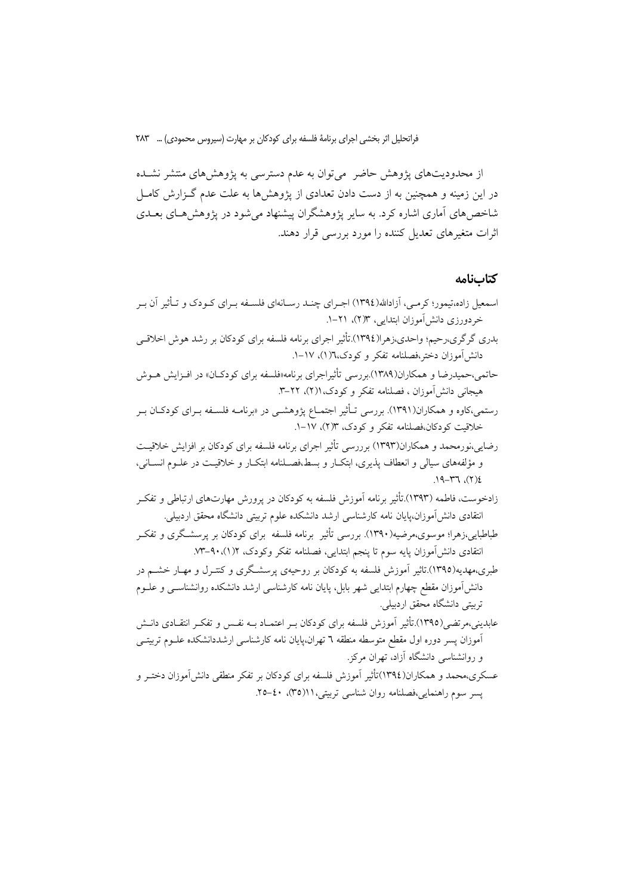از محدودیت‌های پژوهش حاضر می‌توان به عدم دسترسی به پژوهش‌های منتشر نشـده در این زمینه و همچنین به از دست دادن تعدادی از پژوهش‌ها به علت عدم گـزارش کامـل شاخص‌های آماری اشاره کرد. به سایر پژوهشگران پیشنهاد می‌شود در پژوهش‌هـای بعـدی اثرات متغیرهای تعدیل کننده را مورد بررسی قرار دهند.

## کتاب‌نامه

اسمعیل زاده،تیمور؛ کرمـی، آزادالله(١٣٩٤) اجـرای چنـد رسـانه‌ای فلسـفه بـرای کـودک و تـأثیر آن بـر خردورزی دانش‌آموزان ابتدایی، ٣(٢)، ٢١-١.

بدری گرگری،رحیم؛ واحدی،زهرا(١٣٩٤).تأثیر اجرای برنامه فلسفه برای کودکان بر رشد هوش اخلاقـی دانش‌آموزان دختر،فصلنامه تفکر و کودک،٦(١)، ١٧-١.

حاتمی،حمیدرضا و همکاران(١٣٨٩).بررسی تأثیراجرای برنامه«فلسفه برای کودکـان» در افـزایش هـوش هیجانی دانش‌آموزان ، فصلنامه تفکر و کودک،١(٢)، ٢٢-٣.

رستمی،کاوه و همکاران(١٣٩١). بررسی تـأثیر اجتمـاع پژوهشـی در «برنامـه فلسـفه بـرای کودکـان بـر خلاقیت کودکان،فصلنامه تفکر و کودک، ٣(٢)، ١٧-١.

رضایی،نورمحمد و همکاران(١٣٩٣) برررسی تأثیر اجرای برنامه فلسفه برای کودکان بر افزایش خلاقیـت و مؤلفه‌های سیالی و انعطاف پذیری، ابتکـار و بسط،فصـلنامه ابتکـار و خلاقیـت در علـوم انسـانی، ٤(٢)، ٣٦-١٩.

زادخوست، فاطمه (١٣٩٣).تأثیر برنامه آموزش فلسفه به کودکان در پرورش مهارت‌های ارتباطی و تفکـر انتقادی دانش‌آموزان،پایان نامه کارشناسی ارشد دانشکده علوم تربیتی دانشگاه محقق اردبیلی.

طباطبایی،زهرا؛ موسوی،مرضیه(١٣٩٠). بررسی تأثیر برنامه فلسفه برای کودکان بر پرسشـگری و تفکـر انتقادی دانش‌آموزان پایه سوم تا پنجم ابتدایی، فصلنامه تفکر وکودک، ٢(١)،٩٠-٧٣.

طبری،مهدیه(١٣٩٥).تاثیر آموزش فلسفه به کودکان بر روحیه‌ی پرسشـگری و کنتـرل و مهـار خشـم در دانش‌آموزان مقطع چهارم ابتدایی شهر بابل، پایان نامه کارشناسی ارشد دانشکده روانشناسـی و علـوم تربیتی دانشگاه محقق اردبیلی.

عابدینی،مرتضی(١٣٩٥).تأثیر آموزش فلسفه برای کودکان بـر اعتمـاد بـه نفـس و تفکـر انتقـادی دانـش آموزان پسر دوره اول مقطع متوسطه منطقه ٦ تهران،پایان نامه کارشناسی ارشددانشکده علـوم تربیتـی و روانشناسی دانشگاه آزاد، تهران مرکز.

عسکری،محمد و همکاران(١٣٩٤)تأثیر آموزش فلسفه برای کودکان بر تفکر منطقی دانش‌آموزان دختـر و پسر سوم راهنمایی،فصلنامه روان شناسی تربیتی،١١(٣٥)، ٤٠-٢٥.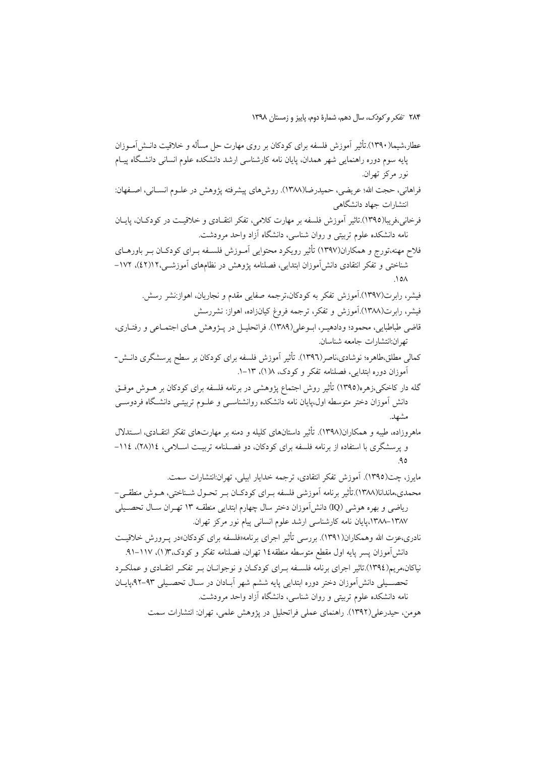عطار،شیما(۱۳۹۰).تأثیر آموزش فلسفه برای کودکان بر روی مهارت حل مسأله و خلاقیت دانش‌آموزان پایه سوم دوره راهنمایی شهر همدان، پایان نامه کارشناسی ارشد دانشکده علوم انسانی دانشگاه پیام نور مرکز تهران.

فراهانی، حجت الله؛ عریضی، حمیدرضا(۱۳۸۸). روش‌های پیشرفته پژوهش در علوم انسانی، اصفهان: انتشارات جهاد دانشگاهی

فرخانی،فریبا(۱۳۹۵).تاثیر آموزش فلسفه بر مهارت کلامی، تفکر انتقادی و خلاقیت در کودکان، پایان نامه دانشکده علوم تربیتی و روان شناسی، دانشگاه آزاد واحد مرودشت.

فلاح مهنه،تورج و همکاران(۱۳۹۷) تأثیر رویکرد محتوایی آموزش فلسفه برای کودکان بر باورهای شناختی و تفکر انتقادی دانش‌آموزان ابتدایی، فصلنامه پژوهش در نظام‌های آموزشی،۱۲(۴۲)، ۱۷۲-۱۵۸.

فیشر، رابرت(۱۳۹۷).آموزش تفکر به کودکان،ترجمه صفایی مقدم و نجاریان، اهواز:نشر رسش.

فیشر، رابرت(۱۳۸۸).آموزش و تفکر، ترجمه فروغ کیان‌زاده، اهواز: نشررسش

قاضی طباطبایی، محمود؛ ودادهیر، ابوعلی(۱۳۸۹). فراتحلیل در پژوهش های اجتماعی و رفتاری، تهران:انتشارات جامعه شناسان.

کمالی مطلق،طاهره؛ نوشادی،ناصر(۱۳۹۶). تأثیر آموزش فلسفه برای کودکان بر سطح پرسشگری دانش-آموزان دوره ابتدایی، فصلنامه تفکر و کودک، ۸(۱)، ۱۳-۱.

گله دار کاخکی،زهره(۱۳۹۵) تأثیر روش اجتماع پژوهشی در برنامه فلسفه برای کودکان بر هوش موفق دانش آموزان دختر متوسطه اول،پایان نامه دانشکده روانشناسی و علوم تربیتی دانشگاه فردوسی مشهد.

ماهروزاده، طیبه و همکاران(۱۳۹۸). تأثیر داستان‌های کلیله و دمنه بر مهارت‌های تفکر انتقادی، استدلال و پرسشگری با استفاده از برنامه فلسفه برای کودکان، دو فصلنامه تربیت اسلامی، ۱۴(۲۸)، ۱۱۴-۹۵.

مایرز، چت(۱۳۹۵). آموزش تفکر انتقادی، ترجمه خدایار ابیلی، تهران:انتشارات سمت.

محمدی،ماندانا(۱۳۸۸).تأثیر برنامه آموزشی فلسفه برای کودکان بر تحول شناختی، هوش منطقی-ریاضی و بهره هوشی (IQ) دانش‌آموزان دختر سال چهارم ابتدایی منطقه ۱۳ تهران سال تحصیلی ۱۳۸۷-۱۳۸۸،پایان نامه کارشناسی ارشد علوم انسانی پیام نور مرکز تهران.

نادری،عزت الله وهمکاران(۱۳۹۱). بررسی تأثیر اجرای برنامه«فلسفه برای کودکان»در پرورش خلاقیت دانش‌آموزان پسر پایه اول مقطع متوسطه منطقه۱۴ تهران، فصلنامه تفکر و کودک،۳(۱)، ۱۱۷-۹۱.

نیاکان،مریم(۱۳۹۴).تاثیر اجرای برنامه فلسفه برای کودکان و نوجوانان بر تفکر انتقادی و عملکرد تحصیلی دانش‌آموزان دختر دوره ابتدایی پایه ششم شهر آبادان در سال تحصیلی ۹۳-۹۲،پایان نامه دانشکده علوم تربیتی و روان شناسی، دانشگاه آزاد واحد مرودشت.

هومن، حیدرعلی(۱۳۹۲). راهنمای عملی فراتحلیل در پژوهش علمی، تهران: انتشارات سمت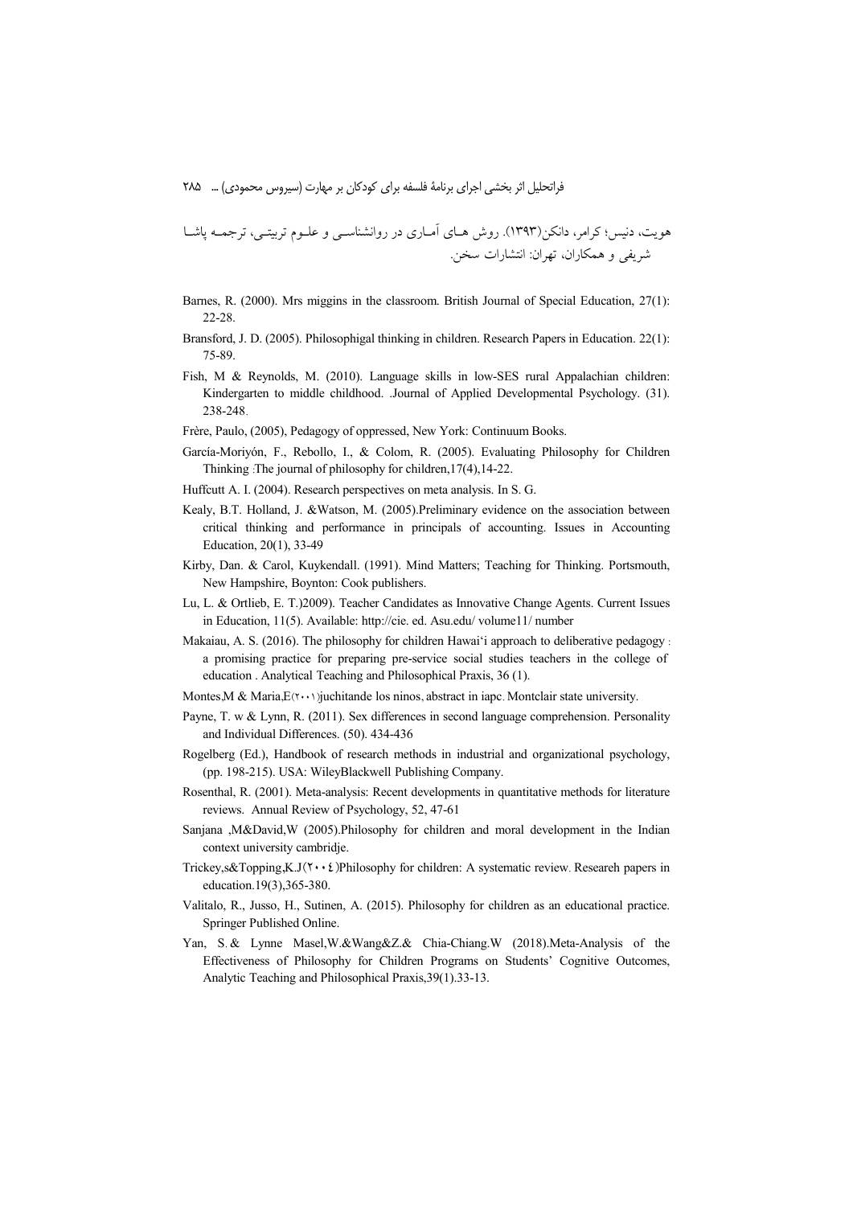هویت، دنیس؛ کرامر، دانکن(۱۳۹۳). روش های آماری در روانشناسی و علوم تربیتی، ترجمه پاشا شریفی و همکاران، تهران: انتشارات سخن.

Barnes, R. (2000). Mrs miggins in the classroom. British Journal of Special Education, 27(1): 22-28.

Bransford, J. D. (2005). Philosophigal thinking in children. Research Papers in Education. 22(1): 75-89.

Fish, M & Reynolds, M. (2010). Language skills in low-SES rural Appalachian children: Kindergarten to middle childhood. .Journal of Applied Developmental Psychology. (31). 238-248.

Frère, Paulo, (2005), Pedagogy of oppressed, New York: Continuum Books.

García-Moriyón, F., Rebollo, I., & Colom, R. (2005). Evaluating Philosophy for Children Thinking :The journal of philosophy for children,17(4),14-22.

Huffcutt A. I. (2004). Research perspectives on meta analysis. In S. G.

Kealy, B.T. Holland, J. &Watson, M. (2005).Preliminary evidence on the association between critical thinking and performance in principals of accounting. Issues in Accounting Education, 20(1), 33-49

Kirby, Dan. & Carol, Kuykendall. (1991). Mind Matters; Teaching for Thinking. Portsmouth, New Hampshire, Boynton: Cook publishers.

Lu, L. & Ortlieb, E. T.)2009). Teacher Candidates as Innovative Change Agents. Current Issues in Education, 11(5). Available: http://cie. ed. Asu.edu/ volume11/ number

Makaiau, A. S. (2016). The philosophy for children Hawai'i approach to deliberative pedagogy : a promising practice for preparing pre-service social studies teachers in the college of education . Analytical Teaching and Philosophical Praxis, 36 (1).

Montes,M & Maria,E(۲۰۰۱)juchitande los ninos, abstract in iapc. Montclair state university.

Payne, T. w & Lynn, R. (2011). Sex differences in second language comprehension. Personality and Individual Differences. (50). 434-436

Rogelberg (Ed.), Handbook of research methods in industrial and organizational psychology, (pp. 198-215). USA: WileyBlackwell Publishing Company.

Rosenthal, R. (2001). Meta-analysis: Recent developments in quantitative methods for literature reviews. Annual Review of Psychology, 52, 47-61

Sanjana ,M&David,W (2005).Philosophy for children and moral development in the Indian context university cambridje.

Trickey,s&Topping,K.J(۲۰۰٤)Philosophy for children: A systematic review. Researeh papers in education.19(3),365-380.

Valitalo, R., Jusso, H., Sutinen, A. (2015). Philosophy for children as an educational practice. Springer Published Online.

Yan, S. & Lynne Masel,W.&Wang&Z.& Chia-Chiang.W (2018).Meta-Analysis of the Effectiveness of Philosophy for Children Programs on Students' Cognitive Outcomes, Analytic Teaching and Philosophical Praxis,39(1).33-13.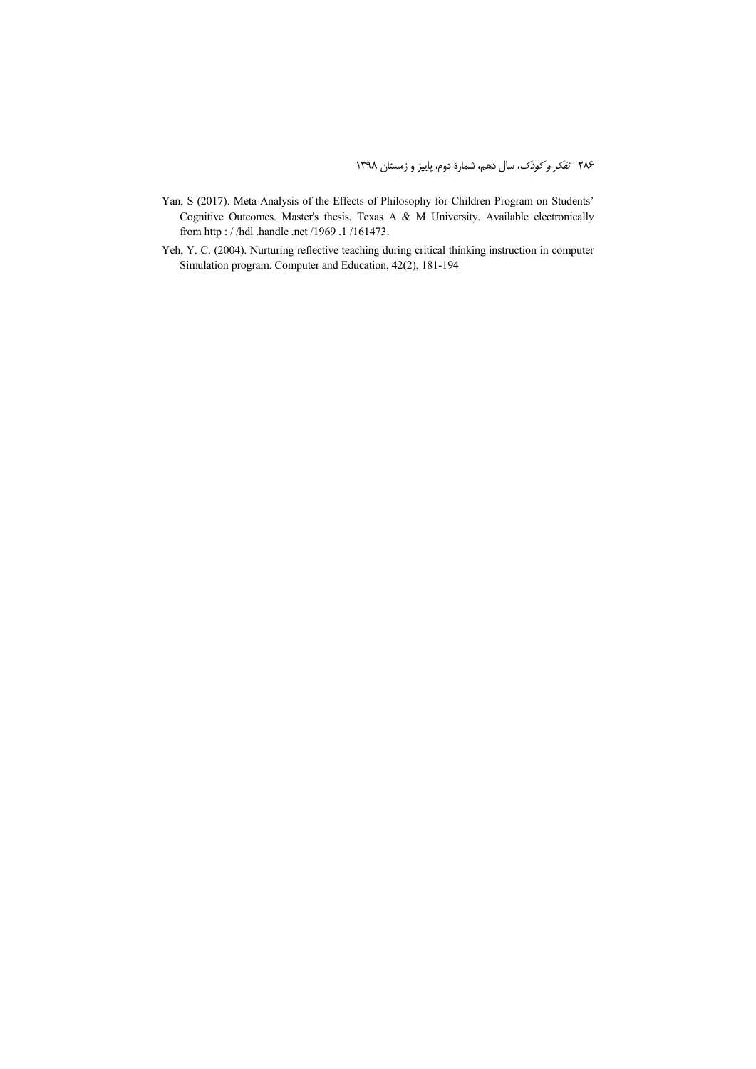Yan, S (2017). Meta-Analysis of the Effects of Philosophy for Children Program on Students' Cognitive Outcomes. Master's thesis, Texas A & M University. Available electronically from http : / /hdl .handle .net /1969 .1 /161473.

Yeh, Y. C. (2004). Nurturing reflective teaching during critical thinking instruction in computer Simulation program. Computer and Education, 42(2), 181-194